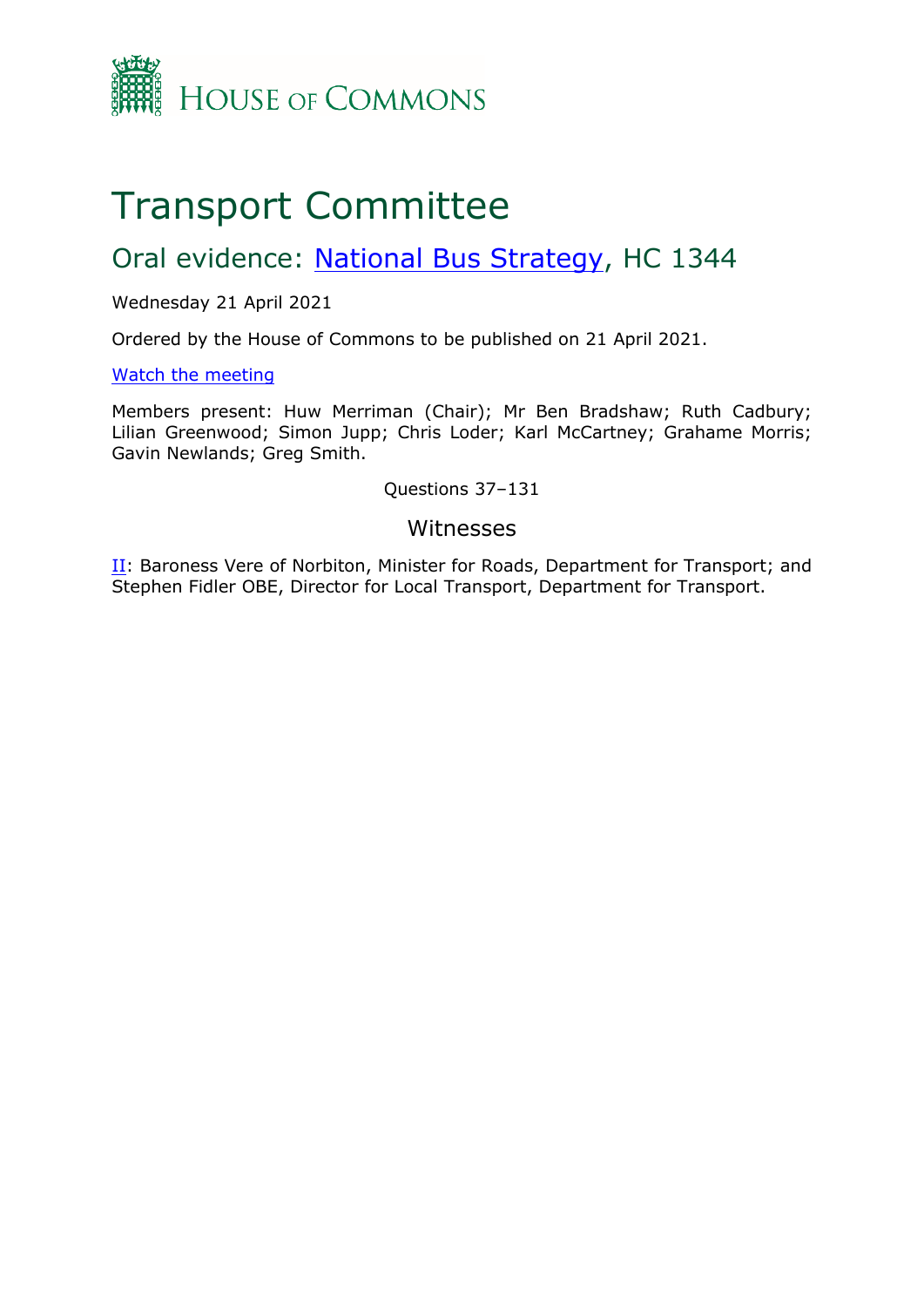HOUSE OF COMMONS

# Transport Committee

## Oral evidence: National Bus Strategy, HC 1344

Wednesday 21 April 2021

Ordered by the House of Commons to be published on 21 April 2021.

Watch the meeting

Members present: Huw Merriman (Chair); Mr Ben Bradshaw; Ruth Cadbury; Lilian Greenwood; Simon Jupp; Chris Loder; Karl McCartney; Grahame Morris; Gavin Newlands; Greg Smith.

Questions 37–131

### Witnesses

II: Baroness Vere of Norbiton, Minister for Roads, Department for Transport; and Stephen Fidler OBE, Director for Local Transport, Department for Transport.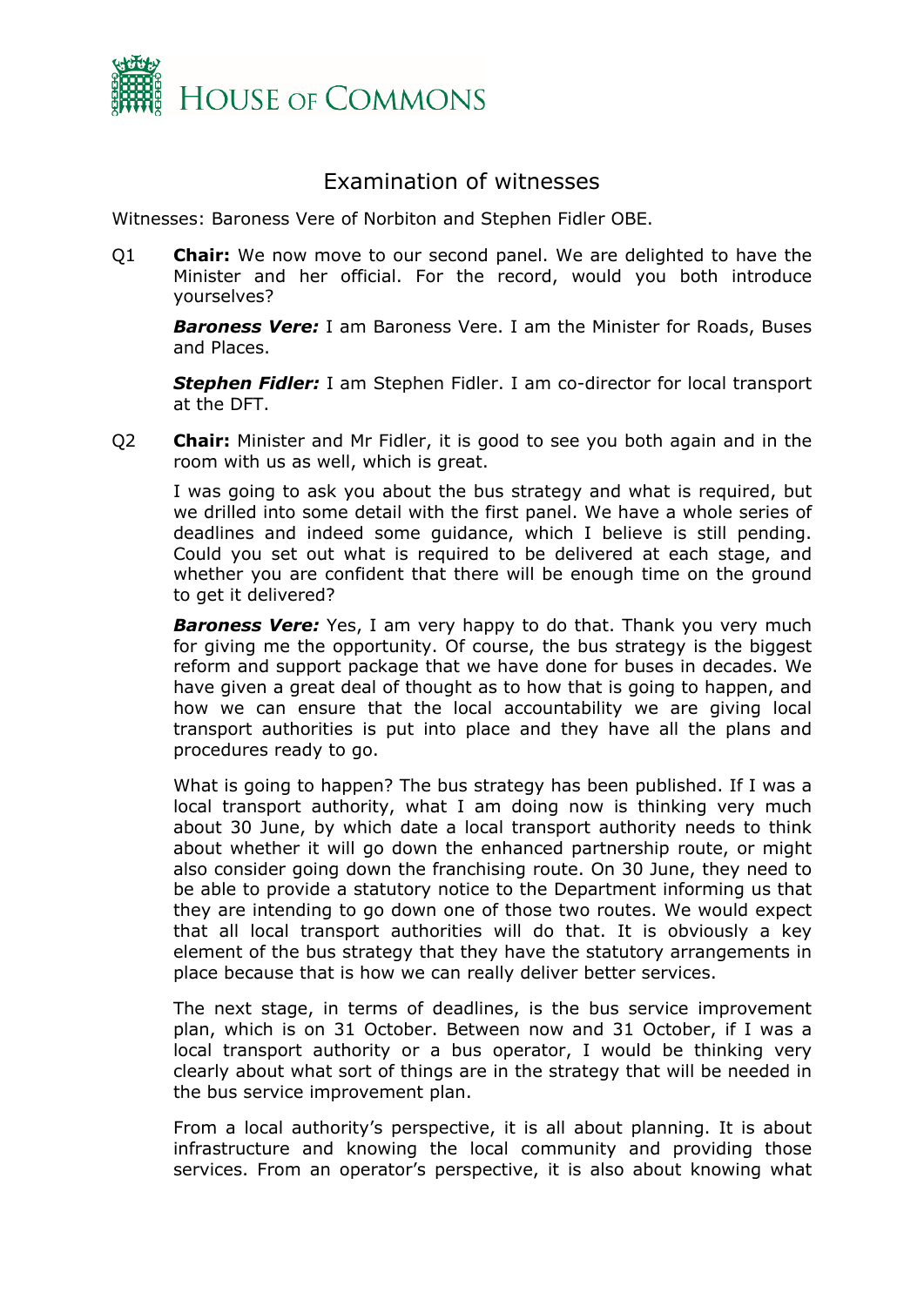# Examination of witnesses

Witnesses: Baroness Vere of Norbiton and Stephen Fidler OBE.

Q1 **Chair:** We now move to our second panel. We are delighted to have the Minister and her official. For the record, would you both introduce yourselves?

***Baroness Vere:*** I am Baroness Vere. I am the Minister for Roads, Buses and Places.

***Stephen Fidler:*** I am Stephen Fidler. I am co-director for local transport at the DFT.

Q2 **Chair:** Minister and Mr Fidler, it is good to see you both again and in the room with us as well, which is great.

I was going to ask you about the bus strategy and what is required, but we drilled into some detail with the first panel. We have a whole series of deadlines and indeed some guidance, which I believe is still pending. Could you set out what is required to be delivered at each stage, and whether you are confident that there will be enough time on the ground to get it delivered?

***Baroness Vere:*** Yes, I am very happy to do that. Thank you very much for giving me the opportunity. Of course, the bus strategy is the biggest reform and support package that we have done for buses in decades. We have given a great deal of thought as to how that is going to happen, and how we can ensure that the local accountability we are giving local transport authorities is put into place and they have all the plans and procedures ready to go.

What is going to happen? The bus strategy has been published. If I was a local transport authority, what I am doing now is thinking very much about 30 June, by which date a local transport authority needs to think about whether it will go down the enhanced partnership route, or might also consider going down the franchising route. On 30 June, they need to be able to provide a statutory notice to the Department informing us that they are intending to go down one of those two routes. We would expect that all local transport authorities will do that. It is obviously a key element of the bus strategy that they have the statutory arrangements in place because that is how we can really deliver better services.

The next stage, in terms of deadlines, is the bus service improvement plan, which is on 31 October. Between now and 31 October, if I was a local transport authority or a bus operator, I would be thinking very clearly about what sort of things are in the strategy that will be needed in the bus service improvement plan.

From a local authority's perspective, it is all about planning. It is about infrastructure and knowing the local community and providing those services. From an operator's perspective, it is also about knowing what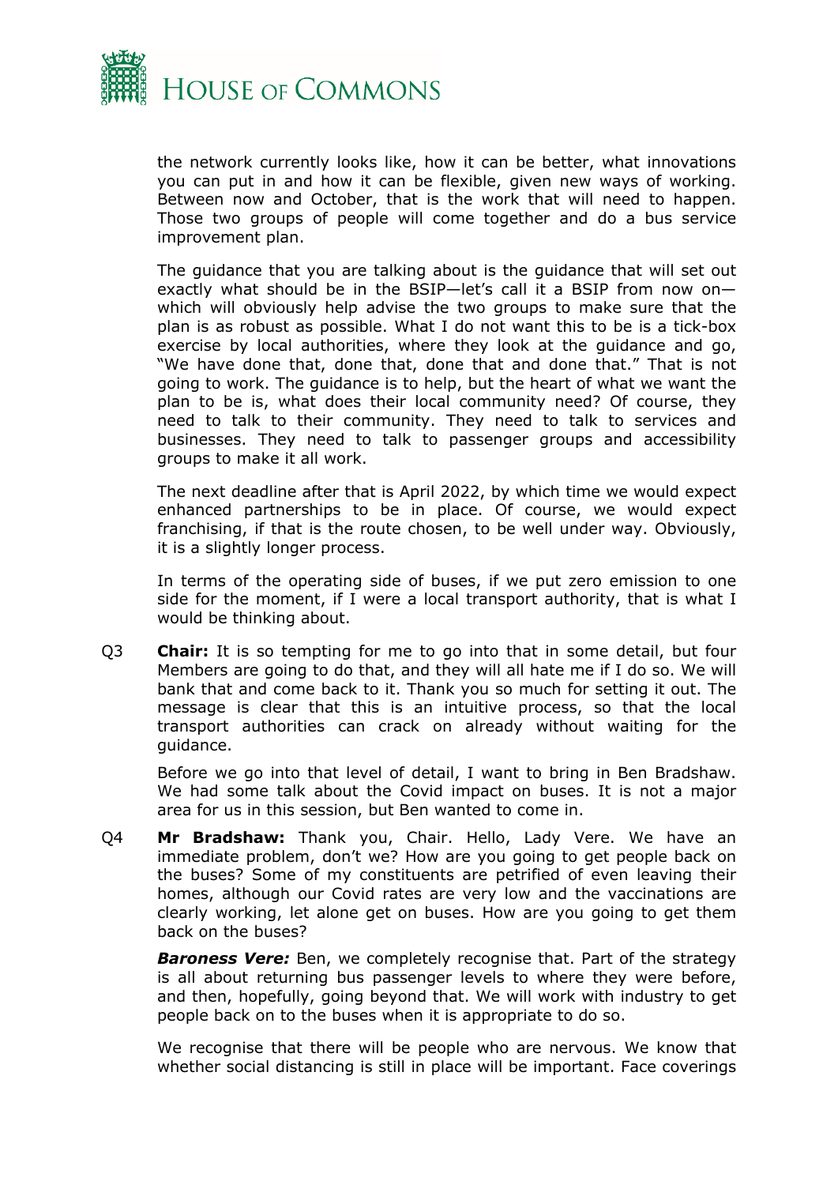the network currently looks like, how it can be better, what innovations you can put in and how it can be flexible, given new ways of working. Between now and October, that is the work that will need to happen. Those two groups of people will come together and do a bus service improvement plan.

The guidance that you are talking about is the guidance that will set out exactly what should be in the BSIP—let's call it a BSIP from now on—which will obviously help advise the two groups to make sure that the plan is as robust as possible. What I do not want this to be is a tick-box exercise by local authorities, where they look at the guidance and go, "We have done that, done that, done that and done that." That is not going to work. The guidance is to help, but the heart of what we want the plan to be is, what does their local community need? Of course, they need to talk to their community. They need to talk to services and businesses. They need to talk to passenger groups and accessibility groups to make it all work.

The next deadline after that is April 2022, by which time we would expect enhanced partnerships to be in place. Of course, we would expect franchising, if that is the route chosen, to be well under way. Obviously, it is a slightly longer process.

In terms of the operating side of buses, if we put zero emission to one side for the moment, if I were a local transport authority, that is what I would be thinking about.

Q3 **Chair:** It is so tempting for me to go into that in some detail, but four Members are going to do that, and they will all hate me if I do so. We will bank that and come back to it. Thank you so much for setting it out. The message is clear that this is an intuitive process, so that the local transport authorities can crack on already without waiting for the guidance.

Before we go into that level of detail, I want to bring in Ben Bradshaw. We had some talk about the Covid impact on buses. It is not a major area for us in this session, but Ben wanted to come in.

Q4 **Mr Bradshaw:** Thank you, Chair. Hello, Lady Vere. We have an immediate problem, don't we? How are you going to get people back on the buses? Some of my constituents are petrified of even leaving their homes, although our Covid rates are very low and the vaccinations are clearly working, let alone get on buses. How are you going to get them back on the buses?

***Baroness Vere:*** Ben, we completely recognise that. Part of the strategy is all about returning bus passenger levels to where they were before, and then, hopefully, going beyond that. We will work with industry to get people back on to the buses when it is appropriate to do so.

We recognise that there will be people who are nervous. We know that whether social distancing is still in place will be important. Face coverings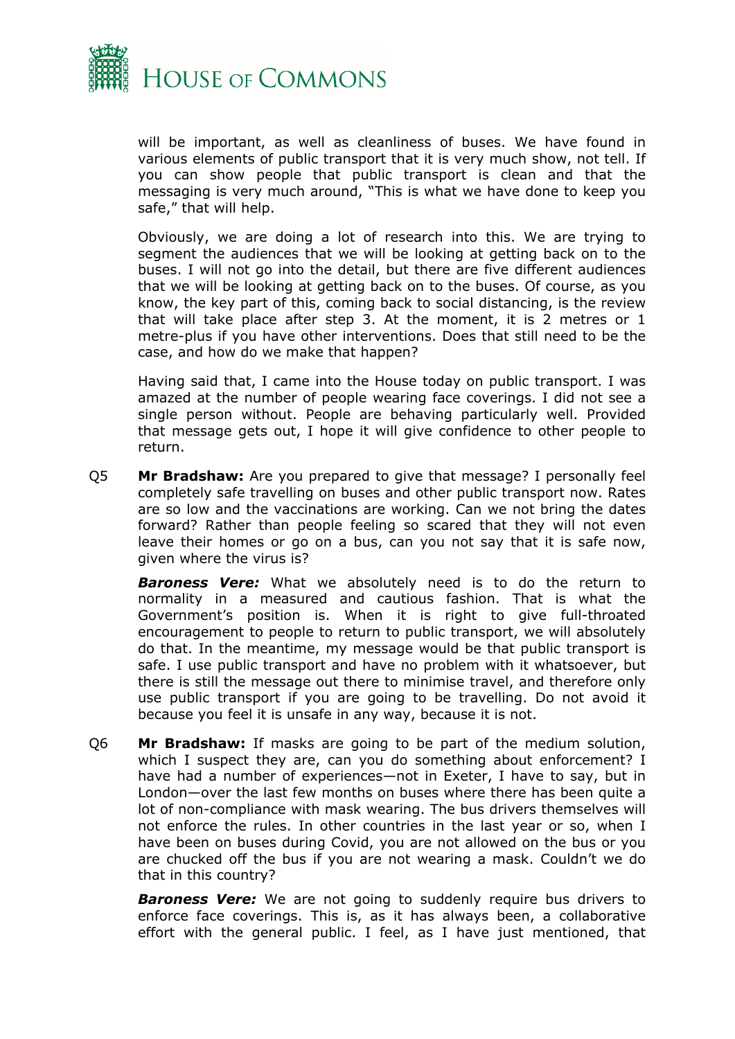will be important, as well as cleanliness of buses. We have found in various elements of public transport that it is very much show, not tell. If you can show people that public transport is clean and that the messaging is very much around, "This is what we have done to keep you safe," that will help.

Obviously, we are doing a lot of research into this. We are trying to segment the audiences that we will be looking at getting back on to the buses. I will not go into the detail, but there are five different audiences that we will be looking at getting back on to the buses. Of course, as you know, the key part of this, coming back to social distancing, is the review that will take place after step 3. At the moment, it is 2 metres or 1 metre-plus if you have other interventions. Does that still need to be the case, and how do we make that happen?

Having said that, I came into the House today on public transport. I was amazed at the number of people wearing face coverings. I did not see a single person without. People are behaving particularly well. Provided that message gets out, I hope it will give confidence to other people to return.

Q5 **Mr Bradshaw:** Are you prepared to give that message? I personally feel completely safe travelling on buses and other public transport now. Rates are so low and the vaccinations are working. Can we not bring the dates forward? Rather than people feeling so scared that they will not even leave their homes or go on a bus, can you not say that it is safe now, given where the virus is?

***Baroness Vere:*** What we absolutely need is to do the return to normality in a measured and cautious fashion. That is what the Government's position is. When it is right to give full-throated encouragement to people to return to public transport, we will absolutely do that. In the meantime, my message would be that public transport is safe. I use public transport and have no problem with it whatsoever, but there is still the message out there to minimise travel, and therefore only use public transport if you are going to be travelling. Do not avoid it because you feel it is unsafe in any way, because it is not.

Q6 **Mr Bradshaw:** If masks are going to be part of the medium solution, which I suspect they are, can you do something about enforcement? I have had a number of experiences—not in Exeter, I have to say, but in London—over the last few months on buses where there has been quite a lot of non-compliance with mask wearing. The bus drivers themselves will not enforce the rules. In other countries in the last year or so, when I have been on buses during Covid, you are not allowed on the bus or you are chucked off the bus if you are not wearing a mask. Couldn't we do that in this country?

***Baroness Vere:*** We are not going to suddenly require bus drivers to enforce face coverings. This is, as it has always been, a collaborative effort with the general public. I feel, as I have just mentioned, that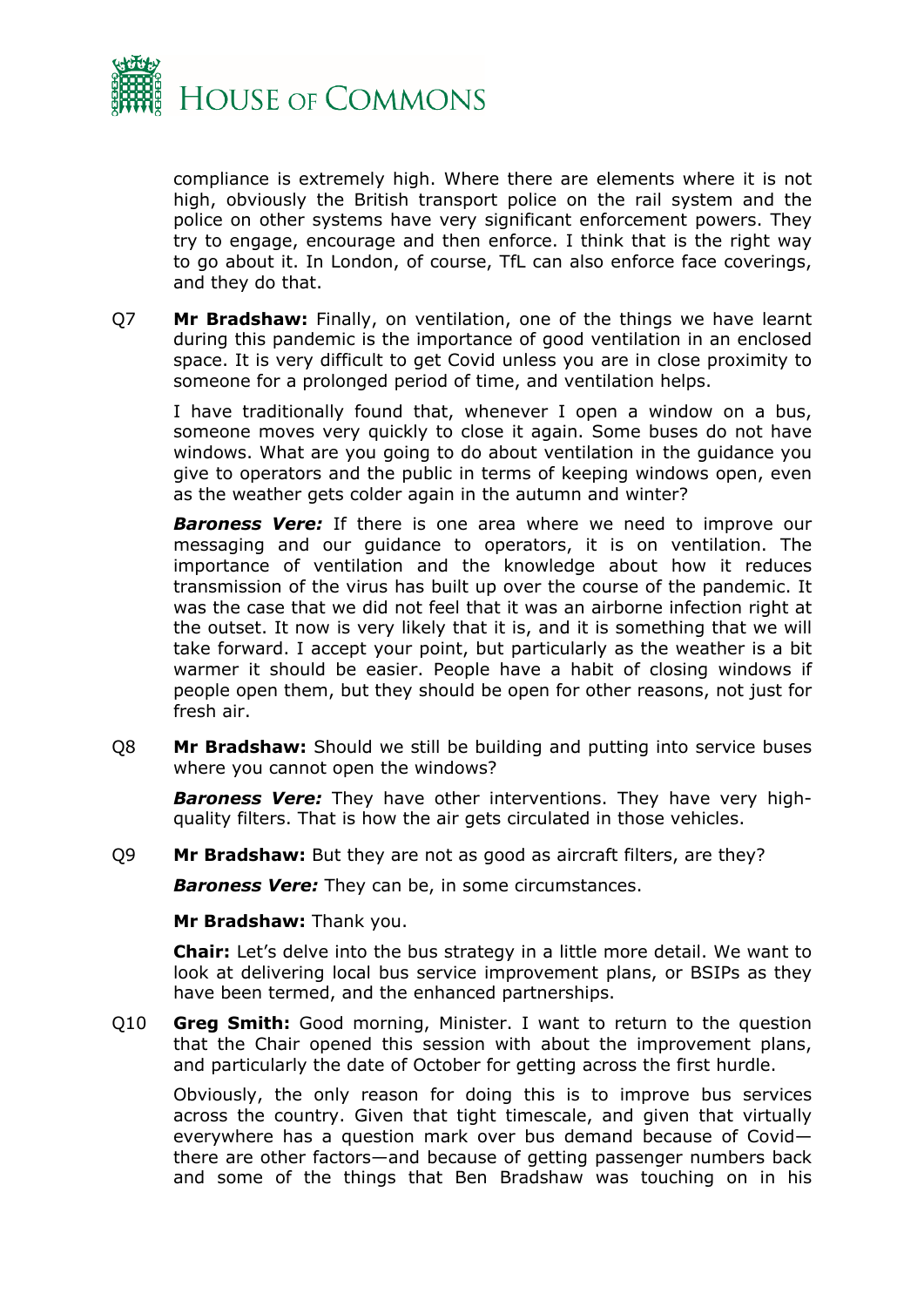compliance is extremely high. Where there are elements where it is not high, obviously the British transport police on the rail system and the police on other systems have very significant enforcement powers. They try to engage, encourage and then enforce. I think that is the right way to go about it. In London, of course, TfL can also enforce face coverings, and they do that.

Q7 **Mr Bradshaw:** Finally, on ventilation, one of the things we have learnt during this pandemic is the importance of good ventilation in an enclosed space. It is very difficult to get Covid unless you are in close proximity to someone for a prolonged period of time, and ventilation helps.

I have traditionally found that, whenever I open a window on a bus, someone moves very quickly to close it again. Some buses do not have windows. What are you going to do about ventilation in the guidance you give to operators and the public in terms of keeping windows open, even as the weather gets colder again in the autumn and winter?

***Baroness Vere:*** If there is one area where we need to improve our messaging and our guidance to operators, it is on ventilation. The importance of ventilation and the knowledge about how it reduces transmission of the virus has built up over the course of the pandemic. It was the case that we did not feel that it was an airborne infection right at the outset. It now is very likely that it is, and it is something that we will take forward. I accept your point, but particularly as the weather is a bit warmer it should be easier. People have a habit of closing windows if people open them, but they should be open for other reasons, not just for fresh air.

Q8 **Mr Bradshaw:** Should we still be building and putting into service buses where you cannot open the windows?

***Baroness Vere:*** They have other interventions. They have very high-quality filters. That is how the air gets circulated in those vehicles.

Q9 **Mr Bradshaw:** But they are not as good as aircraft filters, are they?

***Baroness Vere:*** They can be, in some circumstances.

**Mr Bradshaw:** Thank you.

**Chair:** Let's delve into the bus strategy in a little more detail. We want to look at delivering local bus service improvement plans, or BSIPs as they have been termed, and the enhanced partnerships.

Q10 **Greg Smith:** Good morning, Minister. I want to return to the question that the Chair opened this session with about the improvement plans, and particularly the date of October for getting across the first hurdle.

Obviously, the only reason for doing this is to improve bus services across the country. Given that tight timescale, and given that virtually everywhere has a question mark over bus demand because of Covid—there are other factors—and because of getting passenger numbers back and some of the things that Ben Bradshaw was touching on in his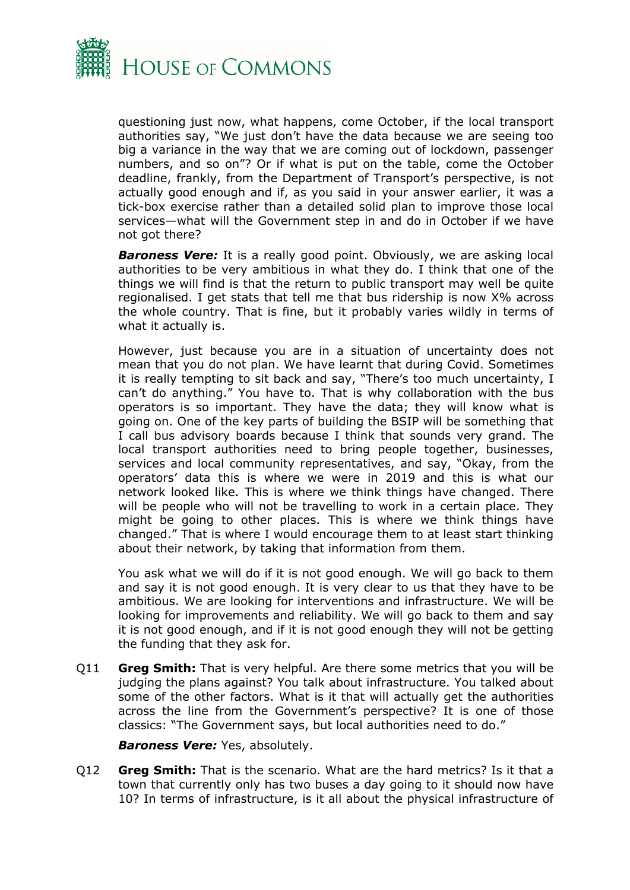questioning just now, what happens, come October, if the local transport authorities say, "We just don't have the data because we are seeing too big a variance in the way that we are coming out of lockdown, passenger numbers, and so on"? Or if what is put on the table, come the October deadline, frankly, from the Department of Transport's perspective, is not actually good enough and if, as you said in your answer earlier, it was a tick-box exercise rather than a detailed solid plan to improve those local services—what will the Government step in and do in October if we have not got there?

***Baroness Vere:*** It is a really good point. Obviously, we are asking local authorities to be very ambitious in what they do. I think that one of the things we will find is that the return to public transport may well be quite regionalised. I get stats that tell me that bus ridership is now X% across the whole country. That is fine, but it probably varies wildly in terms of what it actually is.

However, just because you are in a situation of uncertainty does not mean that you do not plan. We have learnt that during Covid. Sometimes it is really tempting to sit back and say, "There's too much uncertainty, I can't do anything." You have to. That is why collaboration with the bus operators is so important. They have the data; they will know what is going on. One of the key parts of building the BSIP will be something that I call bus advisory boards because I think that sounds very grand. The local transport authorities need to bring people together, businesses, services and local community representatives, and say, "Okay, from the operators' data this is where we were in 2019 and this is what our network looked like. This is where we think things have changed. There will be people who will not be travelling to work in a certain place. They might be going to other places. This is where we think things have changed." That is where I would encourage them to at least start thinking about their network, by taking that information from them.

You ask what we will do if it is not good enough. We will go back to them and say it is not good enough. It is very clear to us that they have to be ambitious. We are looking for interventions and infrastructure. We will be looking for improvements and reliability. We will go back to them and say it is not good enough, and if it is not good enough they will not be getting the funding that they ask for.

Q11 **Greg Smith:** That is very helpful. Are there some metrics that you will be judging the plans against? You talk about infrastructure. You talked about some of the other factors. What is it that will actually get the authorities across the line from the Government's perspective? It is one of those classics: "The Government says, but local authorities need to do."

***Baroness Vere:*** Yes, absolutely.

Q12 **Greg Smith:** That is the scenario. What are the hard metrics? Is it that a town that currently only has two buses a day going to it should now have 10? In terms of infrastructure, is it all about the physical infrastructure of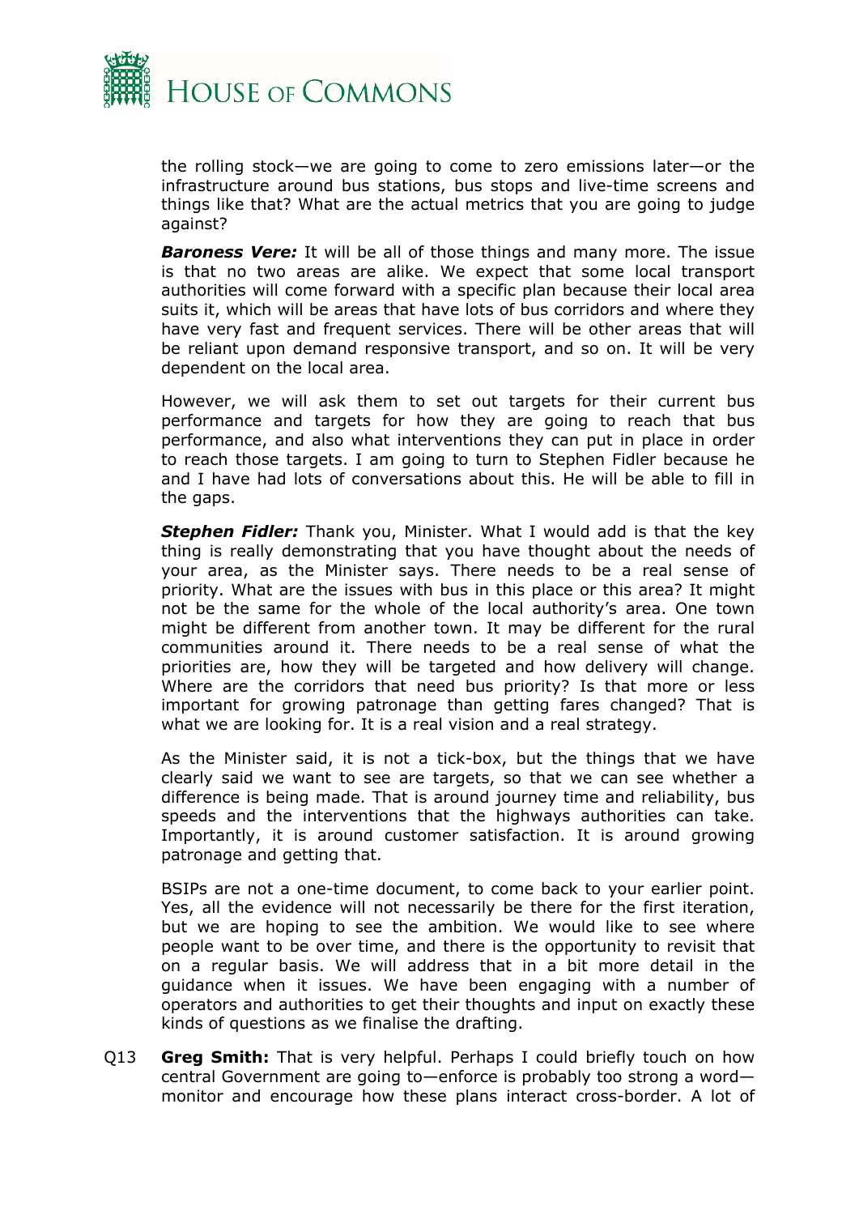the rolling stock—we are going to come to zero emissions later—or the infrastructure around bus stations, bus stops and live-time screens and things like that? What are the actual metrics that you are going to judge against?

***Baroness Vere:*** It will be all of those things and many more. The issue is that no two areas are alike. We expect that some local transport authorities will come forward with a specific plan because their local area suits it, which will be areas that have lots of bus corridors and where they have very fast and frequent services. There will be other areas that will be reliant upon demand responsive transport, and so on. It will be very dependent on the local area.

However, we will ask them to set out targets for their current bus performance and targets for how they are going to reach that bus performance, and also what interventions they can put in place in order to reach those targets. I am going to turn to Stephen Fidler because he and I have had lots of conversations about this. He will be able to fill in the gaps.

***Stephen Fidler:*** Thank you, Minister. What I would add is that the key thing is really demonstrating that you have thought about the needs of your area, as the Minister says. There needs to be a real sense of priority. What are the issues with bus in this place or this area? It might not be the same for the whole of the local authority's area. One town might be different from another town. It may be different for the rural communities around it. There needs to be a real sense of what the priorities are, how they will be targeted and how delivery will change. Where are the corridors that need bus priority? Is that more or less important for growing patronage than getting fares changed? That is what we are looking for. It is a real vision and a real strategy.

As the Minister said, it is not a tick-box, but the things that we have clearly said we want to see are targets, so that we can see whether a difference is being made. That is around journey time and reliability, bus speeds and the interventions that the highways authorities can take. Importantly, it is around customer satisfaction. It is around growing patronage and getting that.

BSIPs are not a one-time document, to come back to your earlier point. Yes, all the evidence will not necessarily be there for the first iteration, but we are hoping to see the ambition. We would like to see where people want to be over time, and there is the opportunity to revisit that on a regular basis. We will address that in a bit more detail in the guidance when it issues. We have been engaging with a number of operators and authorities to get their thoughts and input on exactly these kinds of questions as we finalise the drafting.

Q13 **Greg Smith:** That is very helpful. Perhaps I could briefly touch on how central Government are going to—enforce is probably too strong a word—monitor and encourage how these plans interact cross-border. A lot of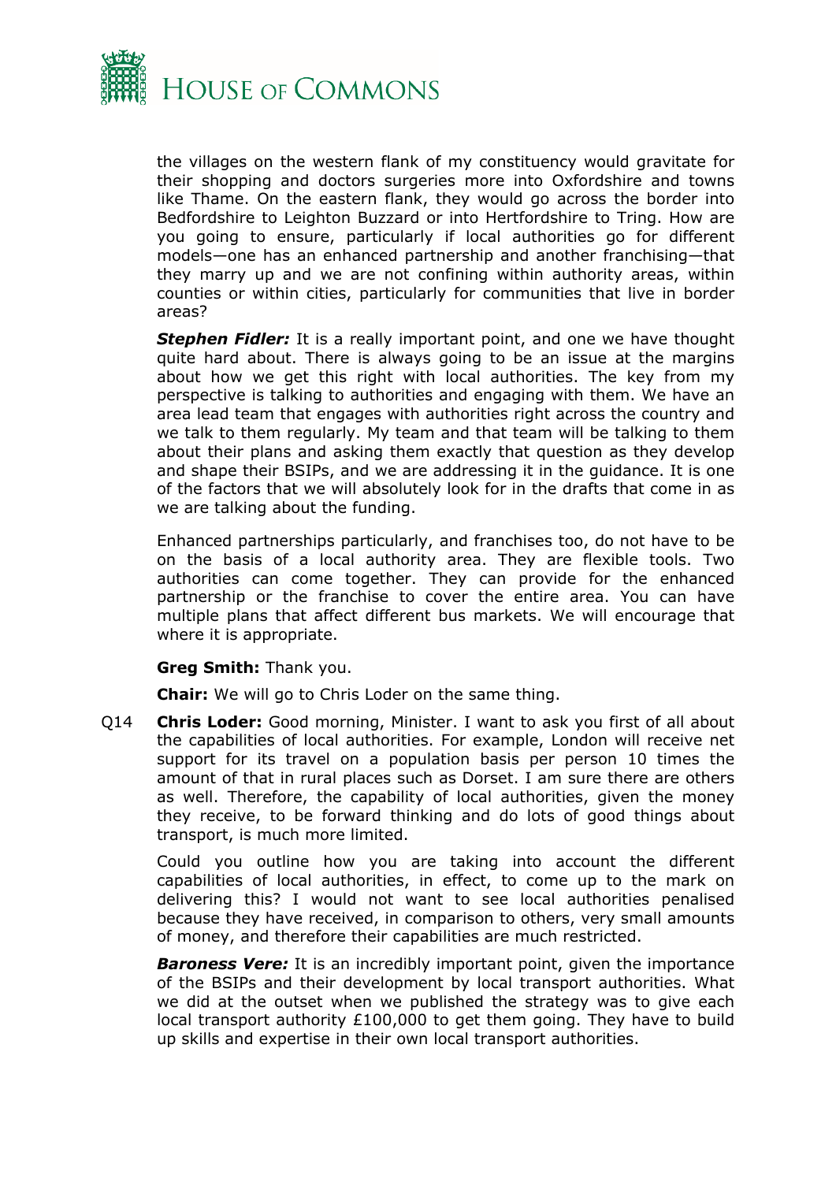the villages on the western flank of my constituency would gravitate for their shopping and doctors surgeries more into Oxfordshire and towns like Thame. On the eastern flank, they would go across the border into Bedfordshire to Leighton Buzzard or into Hertfordshire to Tring. How are you going to ensure, particularly if local authorities go for different models—one has an enhanced partnership and another franchising—that they marry up and we are not confining within authority areas, within counties or within cities, particularly for communities that live in border areas?

***Stephen Fidler:*** It is a really important point, and one we have thought quite hard about. There is always going to be an issue at the margins about how we get this right with local authorities. The key from my perspective is talking to authorities and engaging with them. We have an area lead team that engages with authorities right across the country and we talk to them regularly. My team and that team will be talking to them about their plans and asking them exactly that question as they develop and shape their BSIPs, and we are addressing it in the guidance. It is one of the factors that we will absolutely look for in the drafts that come in as we are talking about the funding.

Enhanced partnerships particularly, and franchises too, do not have to be on the basis of a local authority area. They are flexible tools. Two authorities can come together. They can provide for the enhanced partnership or the franchise to cover the entire area. You can have multiple plans that affect different bus markets. We will encourage that where it is appropriate.

**Greg Smith:** Thank you.

**Chair:** We will go to Chris Loder on the same thing.

Q14 **Chris Loder:** Good morning, Minister. I want to ask you first of all about the capabilities of local authorities. For example, London will receive net support for its travel on a population basis per person 10 times the amount of that in rural places such as Dorset. I am sure there are others as well. Therefore, the capability of local authorities, given the money they receive, to be forward thinking and do lots of good things about transport, is much more limited.

Could you outline how you are taking into account the different capabilities of local authorities, in effect, to come up to the mark on delivering this? I would not want to see local authorities penalised because they have received, in comparison to others, very small amounts of money, and therefore their capabilities are much restricted.

***Baroness Vere:*** It is an incredibly important point, given the importance of the BSIPs and their development by local transport authorities. What we did at the outset when we published the strategy was to give each local transport authority £100,000 to get them going. They have to build up skills and expertise in their own local transport authorities.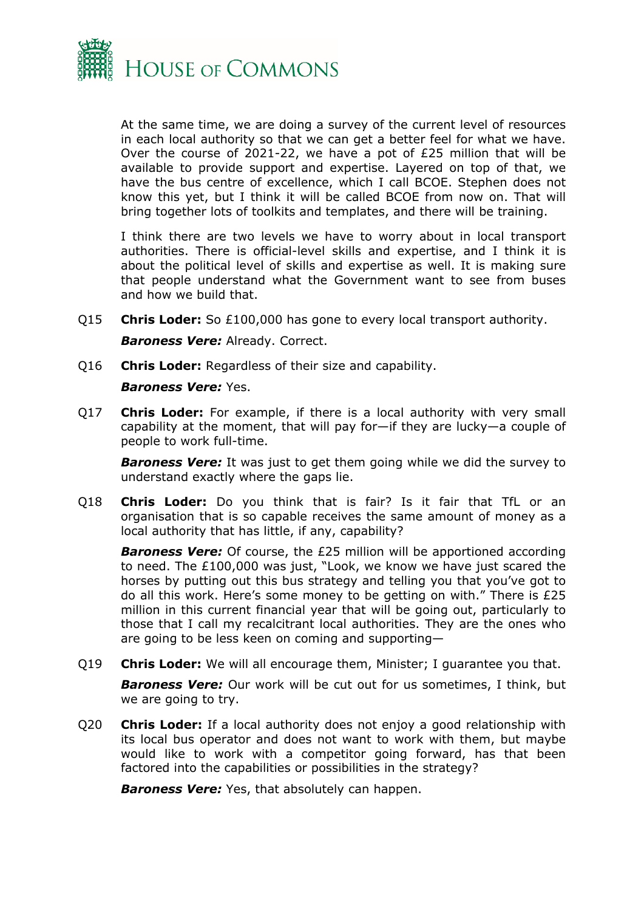At the same time, we are doing a survey of the current level of resources in each local authority so that we can get a better feel for what we have. Over the course of 2021-22, we have a pot of £25 million that will be available to provide support and expertise. Layered on top of that, we have the bus centre of excellence, which I call BCOE. Stephen does not know this yet, but I think it will be called BCOE from now on. That will bring together lots of toolkits and templates, and there will be training.

I think there are two levels we have to worry about in local transport authorities. There is official-level skills and expertise, and I think it is about the political level of skills and expertise as well. It is making sure that people understand what the Government want to see from buses and how we build that.

Q15 **Chris Loder:** So £100,000 has gone to every local transport authority.

***Baroness Vere:*** Already. Correct.

Q16 **Chris Loder:** Regardless of their size and capability.

***Baroness Vere:*** Yes.

Q17 **Chris Loder:** For example, if there is a local authority with very small capability at the moment, that will pay for—if they are lucky—a couple of people to work full-time.

***Baroness Vere:*** It was just to get them going while we did the survey to understand exactly where the gaps lie.

Q18 **Chris Loder:** Do you think that is fair? Is it fair that TfL or an organisation that is so capable receives the same amount of money as a local authority that has little, if any, capability?

***Baroness Vere:*** Of course, the £25 million will be apportioned according to need. The £100,000 was just, "Look, we know we have just scared the horses by putting out this bus strategy and telling you that you've got to do all this work. Here's some money to be getting on with." There is £25 million in this current financial year that will be going out, particularly to those that I call my recalcitrant local authorities. They are the ones who are going to be less keen on coming and supporting—

Q19 **Chris Loder:** We will all encourage them, Minister; I guarantee you that.

***Baroness Vere:*** Our work will be cut out for us sometimes, I think, but we are going to try.

Q20 **Chris Loder:** If a local authority does not enjoy a good relationship with its local bus operator and does not want to work with them, but maybe would like to work with a competitor going forward, has that been factored into the capabilities or possibilities in the strategy?

***Baroness Vere:*** Yes, that absolutely can happen.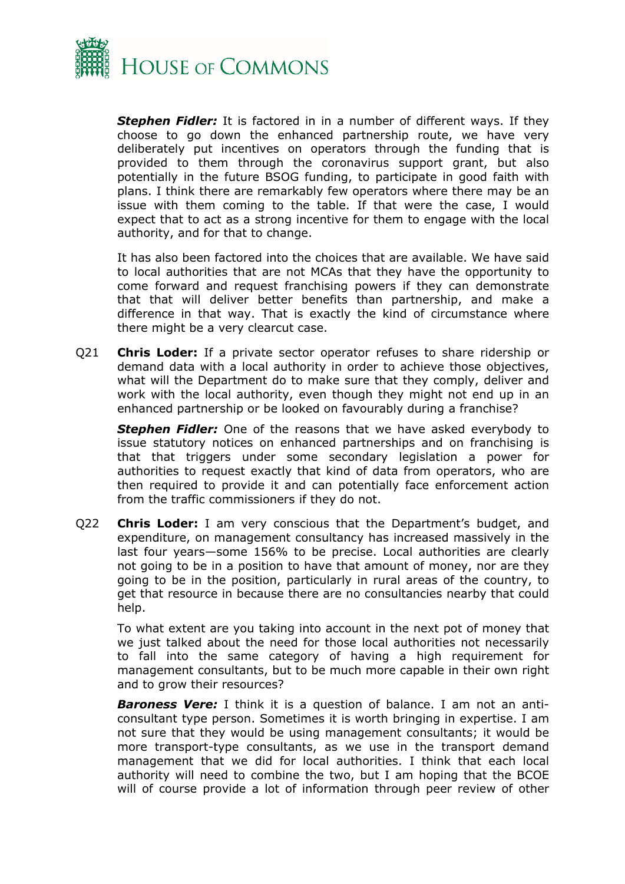***Stephen Fidler:*** It is factored in in a number of different ways. If they choose to go down the enhanced partnership route, we have very deliberately put incentives on operators through the funding that is provided to them through the coronavirus support grant, but also potentially in the future BSOG funding, to participate in good faith with plans. I think there are remarkably few operators where there may be an issue with them coming to the table. If that were the case, I would expect that to act as a strong incentive for them to engage with the local authority, and for that to change.

It has also been factored into the choices that are available. We have said to local authorities that are not MCAs that they have the opportunity to come forward and request franchising powers if they can demonstrate that that will deliver better benefits than partnership, and make a difference in that way. That is exactly the kind of circumstance where there might be a very clearcut case.

Q21 **Chris Loder:** If a private sector operator refuses to share ridership or demand data with a local authority in order to achieve those objectives, what will the Department do to make sure that they comply, deliver and work with the local authority, even though they might not end up in an enhanced partnership or be looked on favourably during a franchise?

***Stephen Fidler:*** One of the reasons that we have asked everybody to issue statutory notices on enhanced partnerships and on franchising is that that triggers under some secondary legislation a power for authorities to request exactly that kind of data from operators, who are then required to provide it and can potentially face enforcement action from the traffic commissioners if they do not.

Q22 **Chris Loder:** I am very conscious that the Department's budget, and expenditure, on management consultancy has increased massively in the last four years—some 156% to be precise. Local authorities are clearly not going to be in a position to have that amount of money, nor are they going to be in the position, particularly in rural areas of the country, to get that resource in because there are no consultancies nearby that could help.

To what extent are you taking into account in the next pot of money that we just talked about the need for those local authorities not necessarily to fall into the same category of having a high requirement for management consultants, but to be much more capable in their own right and to grow their resources?

***Baroness Vere:*** I think it is a question of balance. I am not an anti-consultant type person. Sometimes it is worth bringing in expertise. I am not sure that they would be using management consultants; it would be more transport-type consultants, as we use in the transport demand management that we did for local authorities. I think that each local authority will need to combine the two, but I am hoping that the BCOE will of course provide a lot of information through peer review of other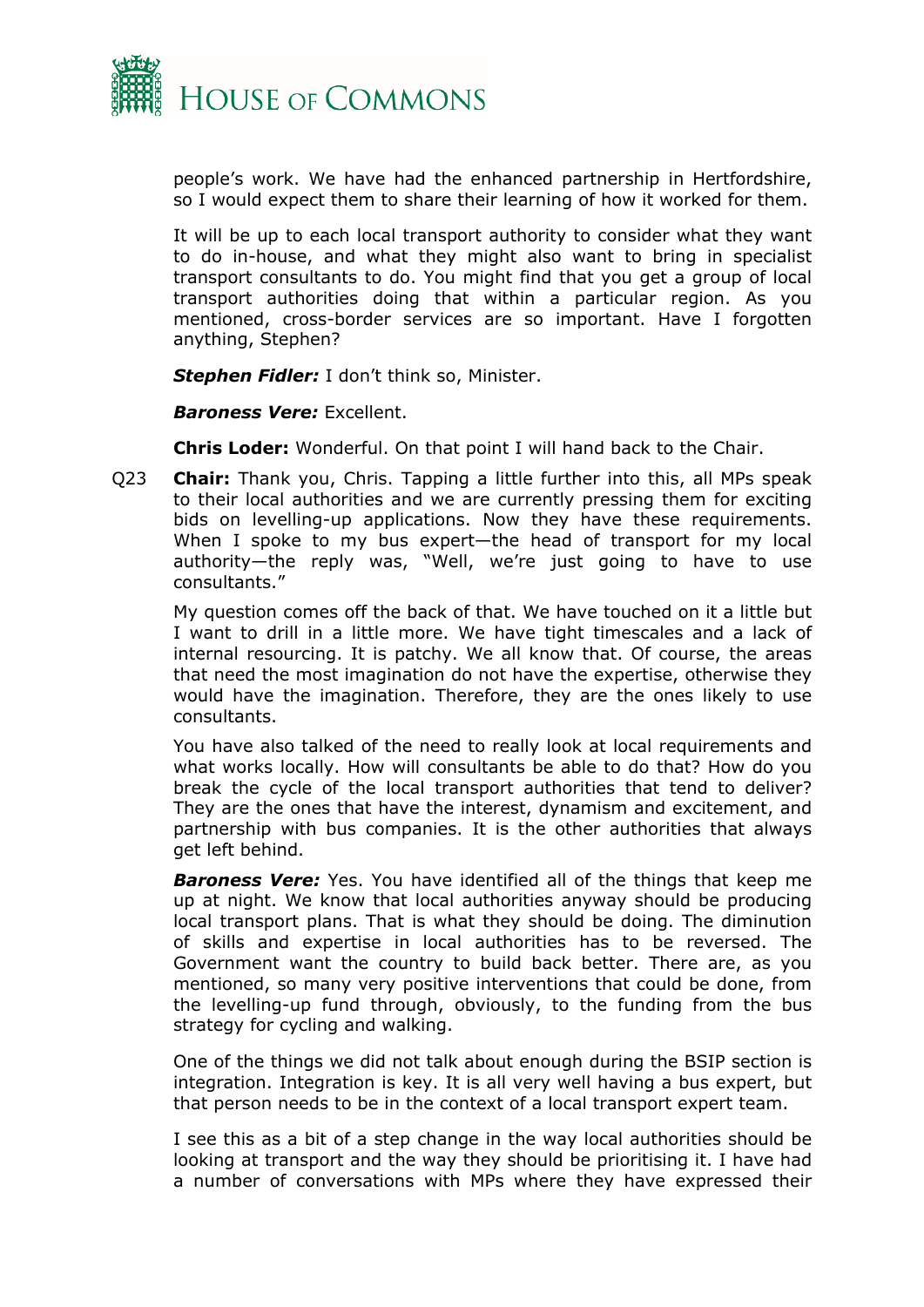people's work. We have had the enhanced partnership in Hertfordshire, so I would expect them to share their learning of how it worked for them.

It will be up to each local transport authority to consider what they want to do in-house, and what they might also want to bring in specialist transport consultants to do. You might find that you get a group of local transport authorities doing that within a particular region. As you mentioned, cross-border services are so important. Have I forgotten anything, Stephen?

***Stephen Fidler:*** I don't think so, Minister.

***Baroness Vere:*** Excellent.

**Chris Loder:** Wonderful. On that point I will hand back to the Chair.

Q23 **Chair:** Thank you, Chris. Tapping a little further into this, all MPs speak to their local authorities and we are currently pressing them for exciting bids on levelling-up applications. Now they have these requirements. When I spoke to my bus expert—the head of transport for my local authority—the reply was, "Well, we're just going to have to use consultants."

My question comes off the back of that. We have touched on it a little but I want to drill in a little more. We have tight timescales and a lack of internal resourcing. It is patchy. We all know that. Of course, the areas that need the most imagination do not have the expertise, otherwise they would have the imagination. Therefore, they are the ones likely to use consultants.

You have also talked of the need to really look at local requirements and what works locally. How will consultants be able to do that? How do you break the cycle of the local transport authorities that tend to deliver? They are the ones that have the interest, dynamism and excitement, and partnership with bus companies. It is the other authorities that always get left behind.

***Baroness Vere:*** Yes. You have identified all of the things that keep me up at night. We know that local authorities anyway should be producing local transport plans. That is what they should be doing. The diminution of skills and expertise in local authorities has to be reversed. The Government want the country to build back better. There are, as you mentioned, so many very positive interventions that could be done, from the levelling-up fund through, obviously, to the funding from the bus strategy for cycling and walking.

One of the things we did not talk about enough during the BSIP section is integration. Integration is key. It is all very well having a bus expert, but that person needs to be in the context of a local transport expert team.

I see this as a bit of a step change in the way local authorities should be looking at transport and the way they should be prioritising it. I have had a number of conversations with MPs where they have expressed their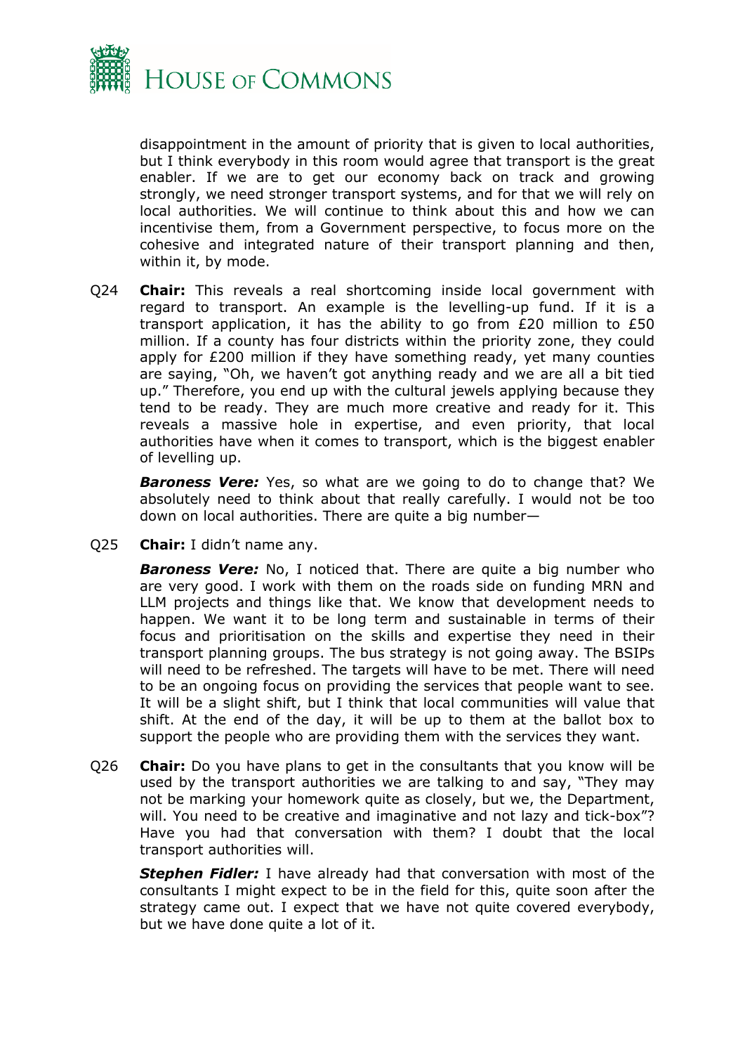disappointment in the amount of priority that is given to local authorities, but I think everybody in this room would agree that transport is the great enabler. If we are to get our economy back on track and growing strongly, we need stronger transport systems, and for that we will rely on local authorities. We will continue to think about this and how we can incentivise them, from a Government perspective, to focus more on the cohesive and integrated nature of their transport planning and then, within it, by mode.

Q24 **Chair:** This reveals a real shortcoming inside local government with regard to transport. An example is the levelling-up fund. If it is a transport application, it has the ability to go from £20 million to £50 million. If a county has four districts within the priority zone, they could apply for £200 million if they have something ready, yet many counties are saying, "Oh, we haven't got anything ready and we are all a bit tied up." Therefore, you end up with the cultural jewels applying because they tend to be ready. They are much more creative and ready for it. This reveals a massive hole in expertise, and even priority, that local authorities have when it comes to transport, which is the biggest enabler of levelling up.

***Baroness Vere:*** Yes, so what are we going to do to change that? We absolutely need to think about that really carefully. I would not be too down on local authorities. There are quite a big number—

Q25 **Chair:** I didn't name any.

***Baroness Vere:*** No, I noticed that. There are quite a big number who are very good. I work with them on the roads side on funding MRN and LLM projects and things like that. We know that development needs to happen. We want it to be long term and sustainable in terms of their focus and prioritisation on the skills and expertise they need in their transport planning groups. The bus strategy is not going away. The BSIPs will need to be refreshed. The targets will have to be met. There will need to be an ongoing focus on providing the services that people want to see. It will be a slight shift, but I think that local communities will value that shift. At the end of the day, it will be up to them at the ballot box to support the people who are providing them with the services they want.

Q26 **Chair:** Do you have plans to get in the consultants that you know will be used by the transport authorities we are talking to and say, "They may not be marking your homework quite as closely, but we, the Department, will. You need to be creative and imaginative and not lazy and tick-box"? Have you had that conversation with them? I doubt that the local transport authorities will.

***Stephen Fidler:*** I have already had that conversation with most of the consultants I might expect to be in the field for this, quite soon after the strategy came out. I expect that we have not quite covered everybody, but we have done quite a lot of it.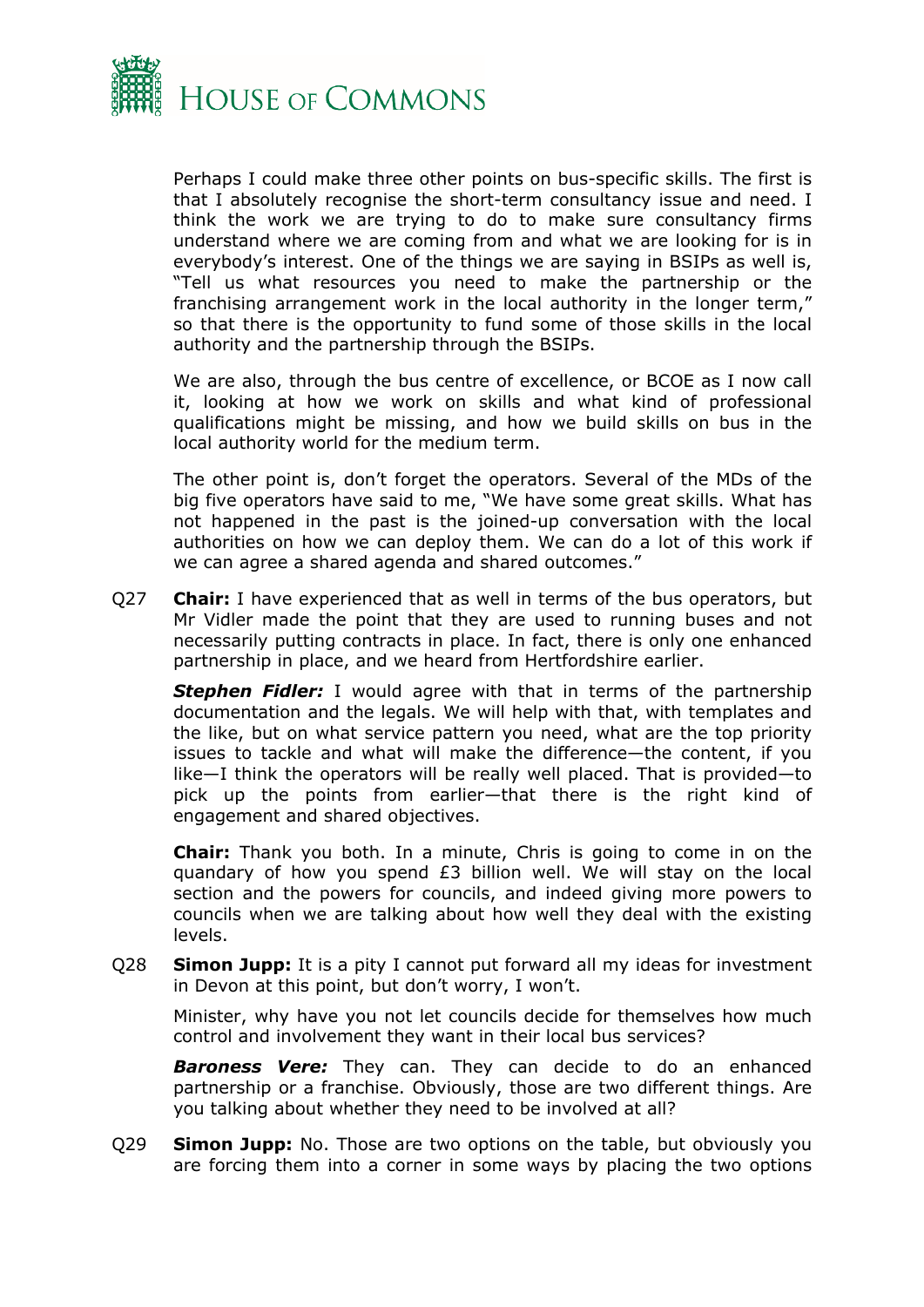Perhaps I could make three other points on bus-specific skills. The first is that I absolutely recognise the short-term consultancy issue and need. I think the work we are trying to do to make sure consultancy firms understand where we are coming from and what we are looking for is in everybody's interest. One of the things we are saying in BSIPs as well is, "Tell us what resources you need to make the partnership or the franchising arrangement work in the local authority in the longer term," so that there is the opportunity to fund some of those skills in the local authority and the partnership through the BSIPs.

We are also, through the bus centre of excellence, or BCOE as I now call it, looking at how we work on skills and what kind of professional qualifications might be missing, and how we build skills on bus in the local authority world for the medium term.

The other point is, don't forget the operators. Several of the MDs of the big five operators have said to me, "We have some great skills. What has not happened in the past is the joined-up conversation with the local authorities on how we can deploy them. We can do a lot of this work if we can agree a shared agenda and shared outcomes."

Q27 **Chair:** I have experienced that as well in terms of the bus operators, but Mr Vidler made the point that they are used to running buses and not necessarily putting contracts in place. In fact, there is only one enhanced partnership in place, and we heard from Hertfordshire earlier.

***Stephen Fidler:*** I would agree with that in terms of the partnership documentation and the legals. We will help with that, with templates and the like, but on what service pattern you need, what are the top priority issues to tackle and what will make the difference—the content, if you like—I think the operators will be really well placed. That is provided—to pick up the points from earlier—that there is the right kind of engagement and shared objectives.

**Chair:** Thank you both. In a minute, Chris is going to come in on the quandary of how you spend £3 billion well. We will stay on the local section and the powers for councils, and indeed giving more powers to councils when we are talking about how well they deal with the existing levels.

Q28 **Simon Jupp:** It is a pity I cannot put forward all my ideas for investment in Devon at this point, but don't worry, I won't.

Minister, why have you not let councils decide for themselves how much control and involvement they want in their local bus services?

***Baroness Vere:*** They can. They can decide to do an enhanced partnership or a franchise. Obviously, those are two different things. Are you talking about whether they need to be involved at all?

Q29 **Simon Jupp:** No. Those are two options on the table, but obviously you are forcing them into a corner in some ways by placing the two options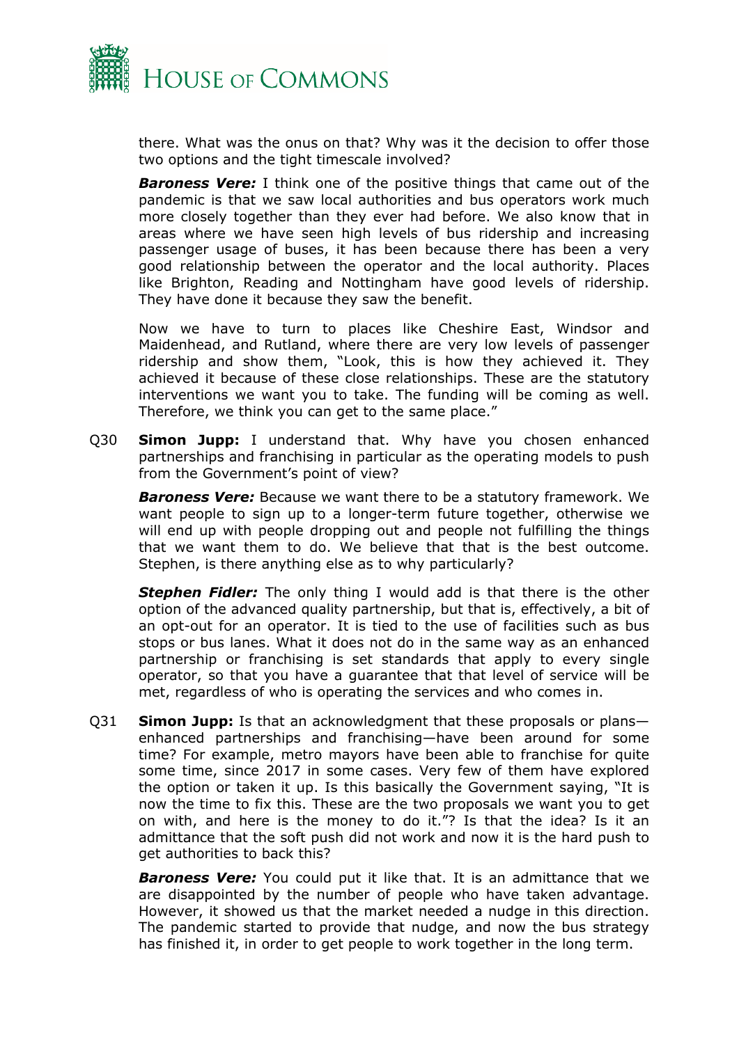there. What was the onus on that? Why was it the decision to offer those two options and the tight timescale involved?

***Baroness Vere:*** I think one of the positive things that came out of the pandemic is that we saw local authorities and bus operators work much more closely together than they ever had before. We also know that in areas where we have seen high levels of bus ridership and increasing passenger usage of buses, it has been because there has been a very good relationship between the operator and the local authority. Places like Brighton, Reading and Nottingham have good levels of ridership. They have done it because they saw the benefit.

Now we have to turn to places like Cheshire East, Windsor and Maidenhead, and Rutland, where there are very low levels of passenger ridership and show them, "Look, this is how they achieved it. They achieved it because of these close relationships. These are the statutory interventions we want you to take. The funding will be coming as well. Therefore, we think you can get to the same place."

Q30 **Simon Jupp:** I understand that. Why have you chosen enhanced partnerships and franchising in particular as the operating models to push from the Government's point of view?

***Baroness Vere:*** Because we want there to be a statutory framework. We want people to sign up to a longer-term future together, otherwise we will end up with people dropping out and people not fulfilling the things that we want them to do. We believe that that is the best outcome. Stephen, is there anything else as to why particularly?

***Stephen Fidler:*** The only thing I would add is that there is the other option of the advanced quality partnership, but that is, effectively, a bit of an opt-out for an operator. It is tied to the use of facilities such as bus stops or bus lanes. What it does not do in the same way as an enhanced partnership or franchising is set standards that apply to every single operator, so that you have a guarantee that that level of service will be met, regardless of who is operating the services and who comes in.

Q31 **Simon Jupp:** Is that an acknowledgment that these proposals or plans—enhanced partnerships and franchising—have been around for some time? For example, metro mayors have been able to franchise for quite some time, since 2017 in some cases. Very few of them have explored the option or taken it up. Is this basically the Government saying, "It is now the time to fix this. These are the two proposals we want you to get on with, and here is the money to do it."? Is that the idea? Is it an admittance that the soft push did not work and now it is the hard push to get authorities to back this?

***Baroness Vere:*** You could put it like that. It is an admittance that we are disappointed by the number of people who have taken advantage. However, it showed us that the market needed a nudge in this direction. The pandemic started to provide that nudge, and now the bus strategy has finished it, in order to get people to work together in the long term.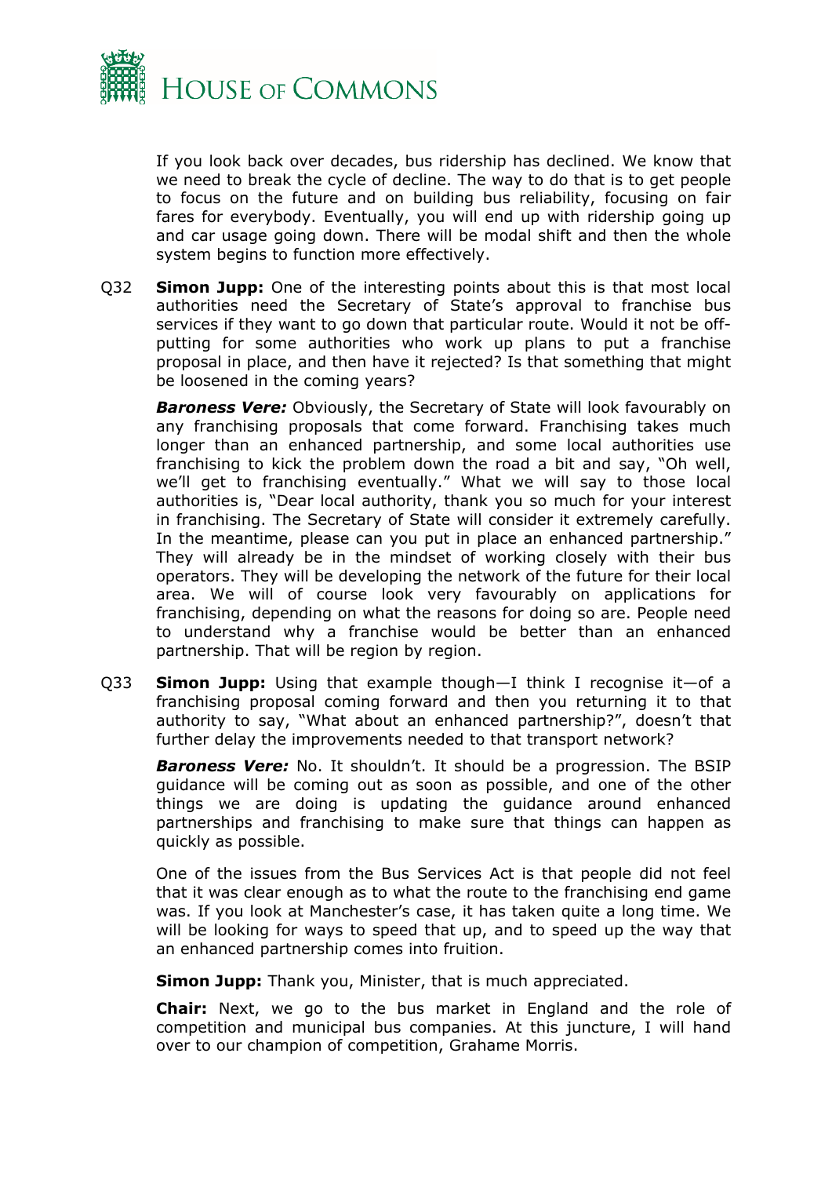If you look back over decades, bus ridership has declined. We know that we need to break the cycle of decline. The way to do that is to get people to focus on the future and on building bus reliability, focusing on fair fares for everybody. Eventually, you will end up with ridership going up and car usage going down. There will be modal shift and then the whole system begins to function more effectively.

Q32 **Simon Jupp:** One of the interesting points about this is that most local authorities need the Secretary of State's approval to franchise bus services if they want to go down that particular route. Would it not be off-putting for some authorities who work up plans to put a franchise proposal in place, and then have it rejected? Is that something that might be loosened in the coming years?

***Baroness Vere:*** Obviously, the Secretary of State will look favourably on any franchising proposals that come forward. Franchising takes much longer than an enhanced partnership, and some local authorities use franchising to kick the problem down the road a bit and say, "Oh well, we'll get to franchising eventually." What we will say to those local authorities is, "Dear local authority, thank you so much for your interest in franchising. The Secretary of State will consider it extremely carefully. In the meantime, please can you put in place an enhanced partnership." They will already be in the mindset of working closely with their bus operators. They will be developing the network of the future for their local area. We will of course look very favourably on applications for franchising, depending on what the reasons for doing so are. People need to understand why a franchise would be better than an enhanced partnership. That will be region by region.

Q33 **Simon Jupp:** Using that example though—I think I recognise it—of a franchising proposal coming forward and then you returning it to that authority to say, "What about an enhanced partnership?", doesn't that further delay the improvements needed to that transport network?

***Baroness Vere:*** No. It shouldn't. It should be a progression. The BSIP guidance will be coming out as soon as possible, and one of the other things we are doing is updating the guidance around enhanced partnerships and franchising to make sure that things can happen as quickly as possible.

One of the issues from the Bus Services Act is that people did not feel that it was clear enough as to what the route to the franchising end game was. If you look at Manchester's case, it has taken quite a long time. We will be looking for ways to speed that up, and to speed up the way that an enhanced partnership comes into fruition.

**Simon Jupp:** Thank you, Minister, that is much appreciated.

**Chair:** Next, we go to the bus market in England and the role of competition and municipal bus companies. At this juncture, I will hand over to our champion of competition, Grahame Morris.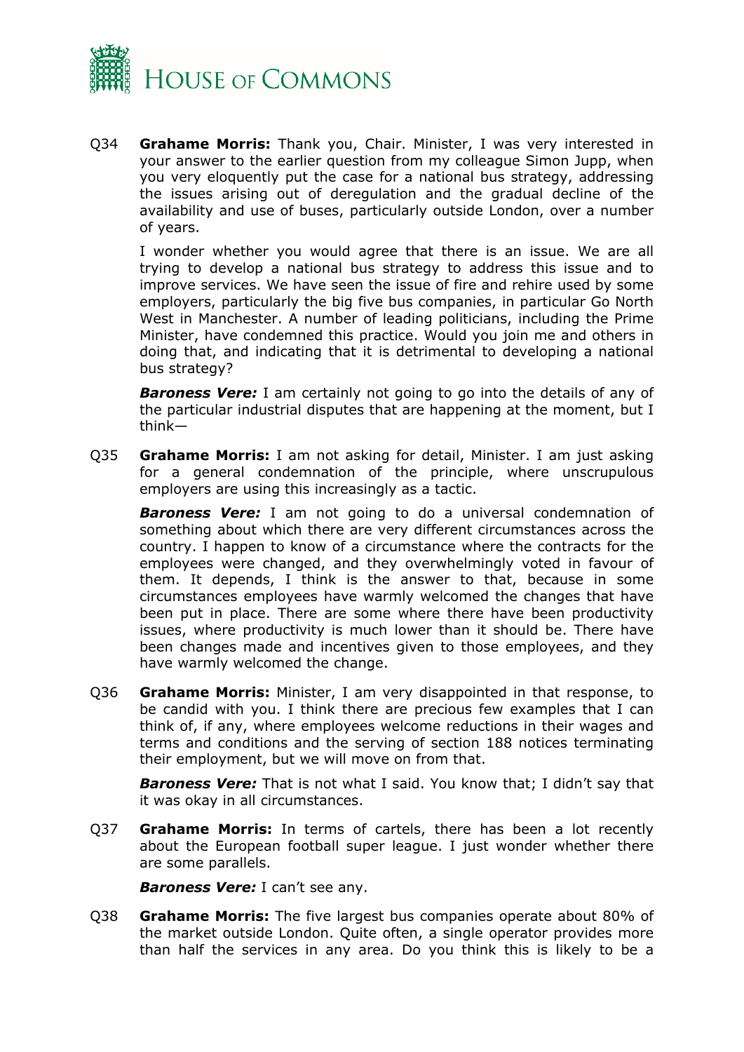Q34 **Grahame Morris:** Thank you, Chair. Minister, I was very interested in your answer to the earlier question from my colleague Simon Jupp, when you very eloquently put the case for a national bus strategy, addressing the issues arising out of deregulation and the gradual decline of the availability and use of buses, particularly outside London, over a number of years.

I wonder whether you would agree that there is an issue. We are all trying to develop a national bus strategy to address this issue and to improve services. We have seen the issue of fire and rehire used by some employers, particularly the big five bus companies, in particular Go North West in Manchester. A number of leading politicians, including the Prime Minister, have condemned this practice. Would you join me and others in doing that, and indicating that it is detrimental to developing a national bus strategy?

***Baroness Vere:*** I am certainly not going to go into the details of any of the particular industrial disputes that are happening at the moment, but I think—

Q35 **Grahame Morris:** I am not asking for detail, Minister. I am just asking for a general condemnation of the principle, where unscrupulous employers are using this increasingly as a tactic.

***Baroness Vere:*** I am not going to do a universal condemnation of something about which there are very different circumstances across the country. I happen to know of a circumstance where the contracts for the employees were changed, and they overwhelmingly voted in favour of them. It depends, I think is the answer to that, because in some circumstances employees have warmly welcomed the changes that have been put in place. There are some where there have been productivity issues, where productivity is much lower than it should be. There have been changes made and incentives given to those employees, and they have warmly welcomed the change.

Q36 **Grahame Morris:** Minister, I am very disappointed in that response, to be candid with you. I think there are precious few examples that I can think of, if any, where employees welcome reductions in their wages and terms and conditions and the serving of section 188 notices terminating their employment, but we will move on from that.

***Baroness Vere:*** That is not what I said. You know that; I didn't say that it was okay in all circumstances.

Q37 **Grahame Morris:** In terms of cartels, there has been a lot recently about the European football super league. I just wonder whether there are some parallels.

***Baroness Vere:*** I can't see any.

Q38 **Grahame Morris:** The five largest bus companies operate about 80% of the market outside London. Quite often, a single operator provides more than half the services in any area. Do you think this is likely to be a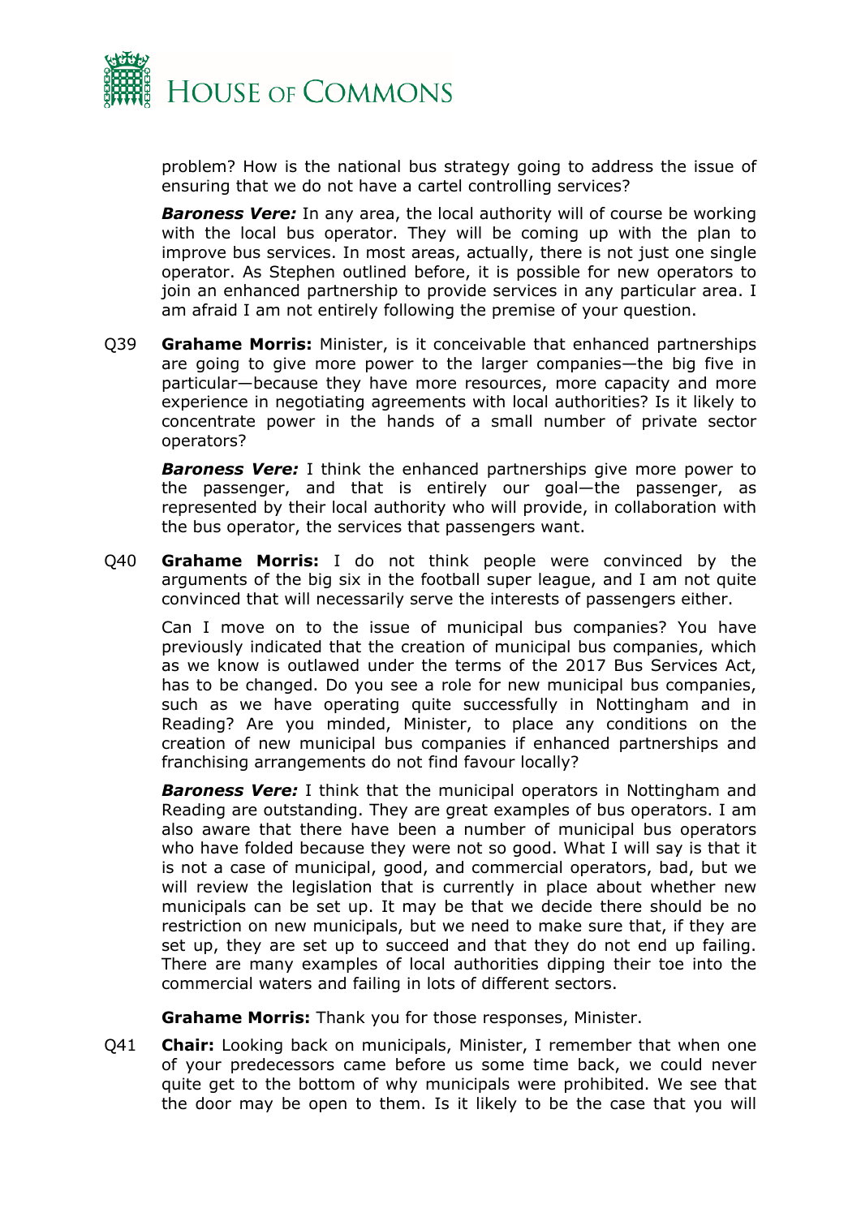problem? How is the national bus strategy going to address the issue of ensuring that we do not have a cartel controlling services?

***Baroness Vere:*** In any area, the local authority will of course be working with the local bus operator. They will be coming up with the plan to improve bus services. In most areas, actually, there is not just one single operator. As Stephen outlined before, it is possible for new operators to join an enhanced partnership to provide services in any particular area. I am afraid I am not entirely following the premise of your question.

Q39 **Grahame Morris:** Minister, is it conceivable that enhanced partnerships are going to give more power to the larger companies—the big five in particular—because they have more resources, more capacity and more experience in negotiating agreements with local authorities? Is it likely to concentrate power in the hands of a small number of private sector operators?

***Baroness Vere:*** I think the enhanced partnerships give more power to the passenger, and that is entirely our goal—the passenger, as represented by their local authority who will provide, in collaboration with the bus operator, the services that passengers want.

Q40 **Grahame Morris:** I do not think people were convinced by the arguments of the big six in the football super league, and I am not quite convinced that will necessarily serve the interests of passengers either.

Can I move on to the issue of municipal bus companies? You have previously indicated that the creation of municipal bus companies, which as we know is outlawed under the terms of the 2017 Bus Services Act, has to be changed. Do you see a role for new municipal bus companies, such as we have operating quite successfully in Nottingham and in Reading? Are you minded, Minister, to place any conditions on the creation of new municipal bus companies if enhanced partnerships and franchising arrangements do not find favour locally?

***Baroness Vere:*** I think that the municipal operators in Nottingham and Reading are outstanding. They are great examples of bus operators. I am also aware that there have been a number of municipal bus operators who have folded because they were not so good. What I will say is that it is not a case of municipal, good, and commercial operators, bad, but we will review the legislation that is currently in place about whether new municipals can be set up. It may be that we decide there should be no restriction on new municipals, but we need to make sure that, if they are set up, they are set up to succeed and that they do not end up failing. There are many examples of local authorities dipping their toe into the commercial waters and failing in lots of different sectors.

**Grahame Morris:** Thank you for those responses, Minister.

Q41 **Chair:** Looking back on municipals, Minister, I remember that when one of your predecessors came before us some time back, we could never quite get to the bottom of why municipals were prohibited. We see that the door may be open to them. Is it likely to be the case that you will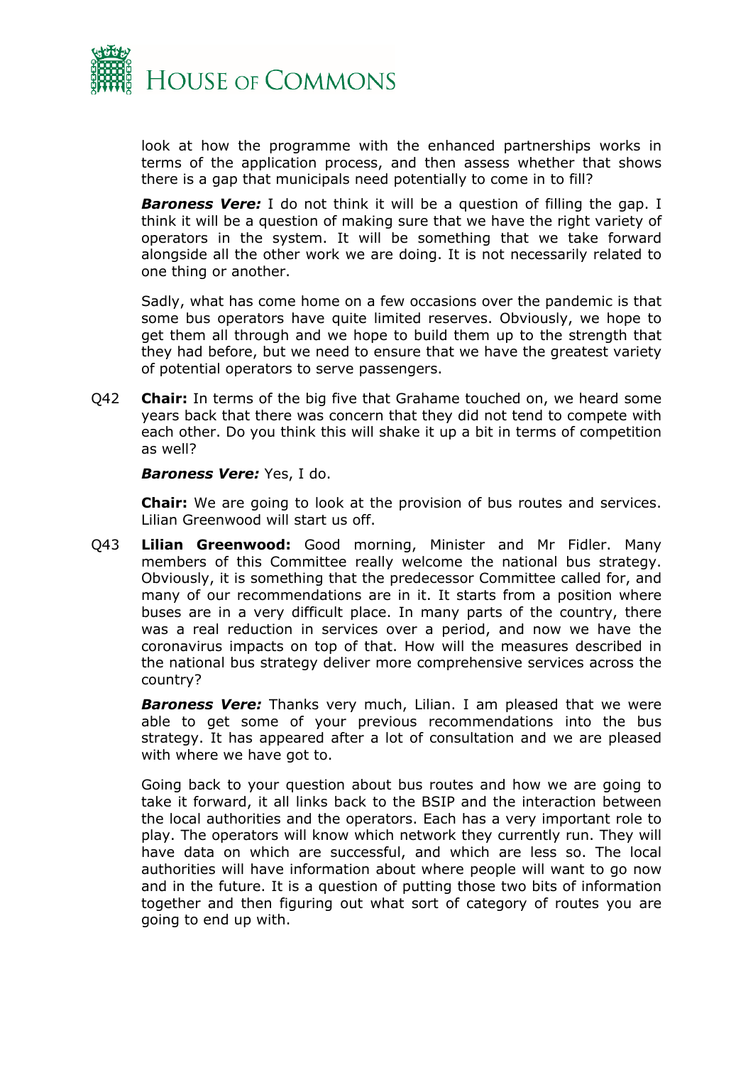look at how the programme with the enhanced partnerships works in terms of the application process, and then assess whether that shows there is a gap that municipals need potentially to come in to fill?

***Baroness Vere:*** I do not think it will be a question of filling the gap. I think it will be a question of making sure that we have the right variety of operators in the system. It will be something that we take forward alongside all the other work we are doing. It is not necessarily related to one thing or another.

Sadly, what has come home on a few occasions over the pandemic is that some bus operators have quite limited reserves. Obviously, we hope to get them all through and we hope to build them up to the strength that they had before, but we need to ensure that we have the greatest variety of potential operators to serve passengers.

Q42 **Chair:** In terms of the big five that Grahame touched on, we heard some years back that there was concern that they did not tend to compete with each other. Do you think this will shake it up a bit in terms of competition as well?

***Baroness Vere:*** Yes, I do.

**Chair:** We are going to look at the provision of bus routes and services. Lilian Greenwood will start us off.

Q43 **Lilian Greenwood:** Good morning, Minister and Mr Fidler. Many members of this Committee really welcome the national bus strategy. Obviously, it is something that the predecessor Committee called for, and many of our recommendations are in it. It starts from a position where buses are in a very difficult place. In many parts of the country, there was a real reduction in services over a period, and now we have the coronavirus impacts on top of that. How will the measures described in the national bus strategy deliver more comprehensive services across the country?

***Baroness Vere:*** Thanks very much, Lilian. I am pleased that we were able to get some of your previous recommendations into the bus strategy. It has appeared after a lot of consultation and we are pleased with where we have got to.

Going back to your question about bus routes and how we are going to take it forward, it all links back to the BSIP and the interaction between the local authorities and the operators. Each has a very important role to play. The operators will know which network they currently run. They will have data on which are successful, and which are less so. The local authorities will have information about where people will want to go now and in the future. It is a question of putting those two bits of information together and then figuring out what sort of category of routes you are going to end up with.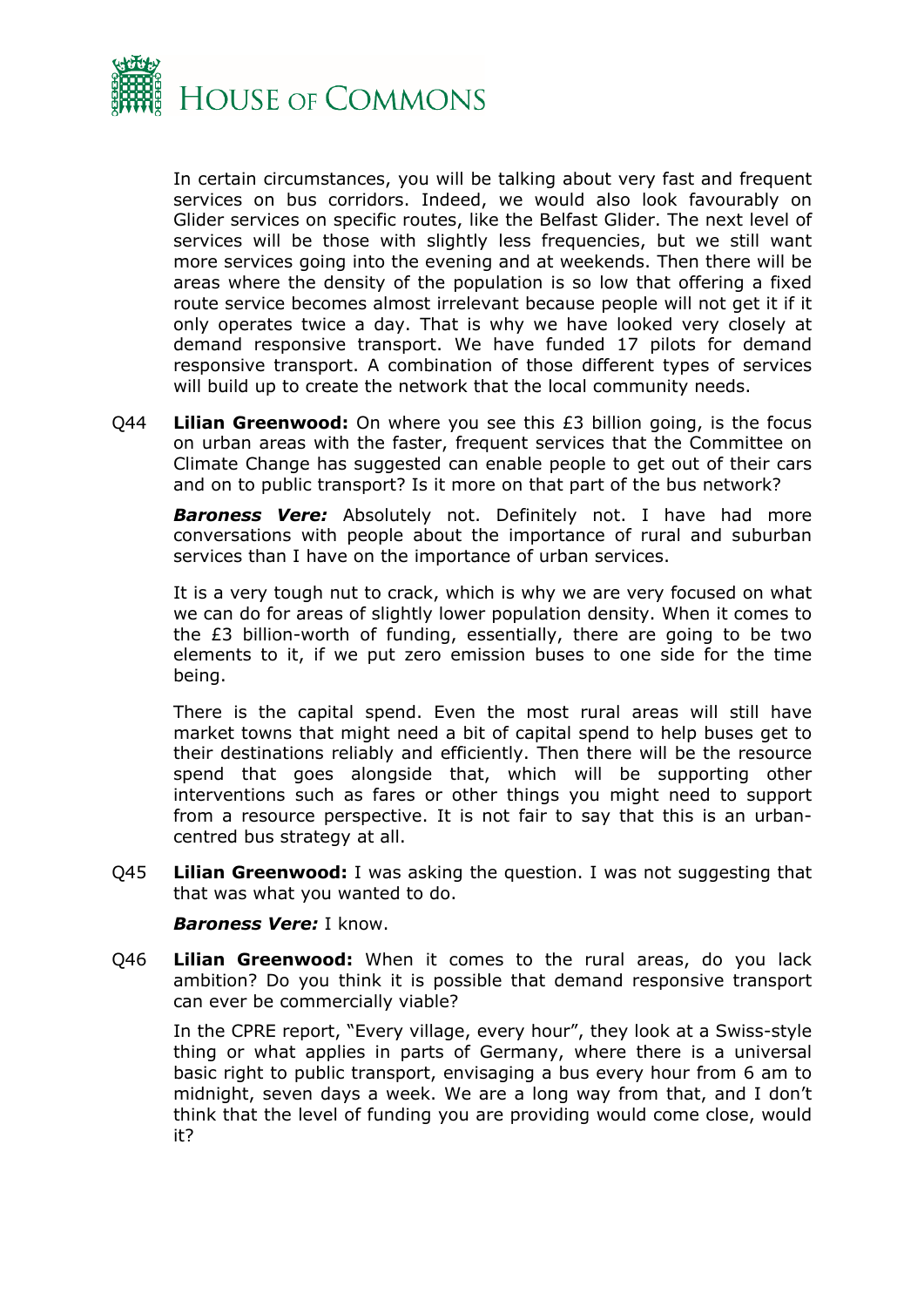In certain circumstances, you will be talking about very fast and frequent services on bus corridors. Indeed, we would also look favourably on Glider services on specific routes, like the Belfast Glider. The next level of services will be those with slightly less frequencies, but we still want more services going into the evening and at weekends. Then there will be areas where the density of the population is so low that offering a fixed route service becomes almost irrelevant because people will not get it if it only operates twice a day. That is why we have looked very closely at demand responsive transport. We have funded 17 pilots for demand responsive transport. A combination of those different types of services will build up to create the network that the local community needs.

Q44 **Lilian Greenwood:** On where you see this £3 billion going, is the focus on urban areas with the faster, frequent services that the Committee on Climate Change has suggested can enable people to get out of their cars and on to public transport? Is it more on that part of the bus network?

***Baroness Vere:*** Absolutely not. Definitely not. I have had more conversations with people about the importance of rural and suburban services than I have on the importance of urban services.

It is a very tough nut to crack, which is why we are very focused on what we can do for areas of slightly lower population density. When it comes to the £3 billion-worth of funding, essentially, there are going to be two elements to it, if we put zero emission buses to one side for the time being.

There is the capital spend. Even the most rural areas will still have market towns that might need a bit of capital spend to help buses get to their destinations reliably and efficiently. Then there will be the resource spend that goes alongside that, which will be supporting other interventions such as fares or other things you might need to support from a resource perspective. It is not fair to say that this is an urban-centred bus strategy at all.

Q45 **Lilian Greenwood:** I was asking the question. I was not suggesting that that was what you wanted to do.

***Baroness Vere:*** I know.

Q46 **Lilian Greenwood:** When it comes to the rural areas, do you lack ambition? Do you think it is possible that demand responsive transport can ever be commercially viable?

In the CPRE report, "Every village, every hour", they look at a Swiss-style thing or what applies in parts of Germany, where there is a universal basic right to public transport, envisaging a bus every hour from 6 am to midnight, seven days a week. We are a long way from that, and I don't think that the level of funding you are providing would come close, would it?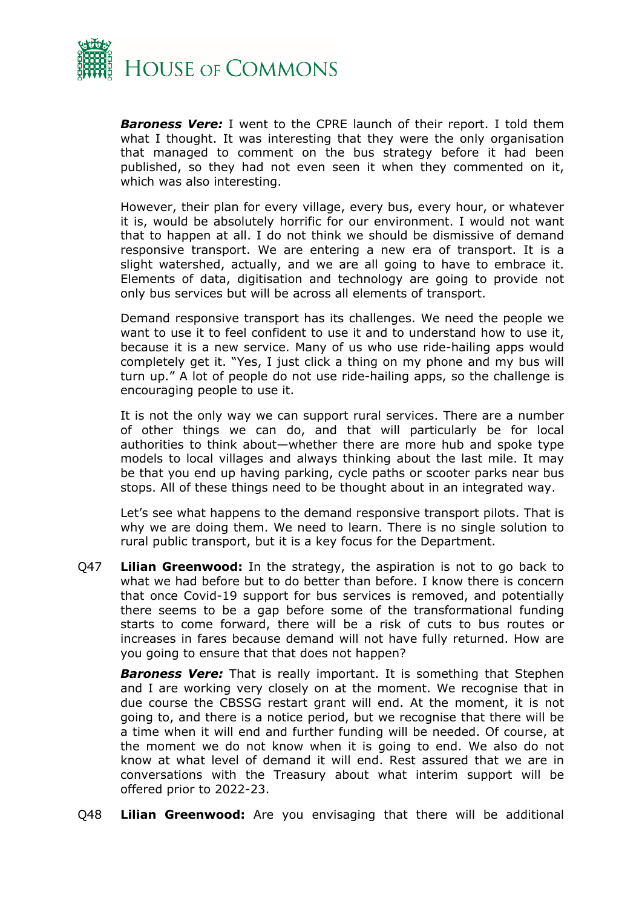***Baroness Vere:*** I went to the CPRE launch of their report. I told them what I thought. It was interesting that they were the only organisation that managed to comment on the bus strategy before it had been published, so they had not even seen it when they commented on it, which was also interesting.

However, their plan for every village, every bus, every hour, or whatever it is, would be absolutely horrific for our environment. I would not want that to happen at all. I do not think we should be dismissive of demand responsive transport. We are entering a new era of transport. It is a slight watershed, actually, and we are all going to have to embrace it. Elements of data, digitisation and technology are going to provide not only bus services but will be across all elements of transport.

Demand responsive transport has its challenges. We need the people we want to use it to feel confident to use it and to understand how to use it, because it is a new service. Many of us who use ride-hailing apps would completely get it. "Yes, I just click a thing on my phone and my bus will turn up." A lot of people do not use ride-hailing apps, so the challenge is encouraging people to use it.

It is not the only way we can support rural services. There are a number of other things we can do, and that will particularly be for local authorities to think about—whether there are more hub and spoke type models to local villages and always thinking about the last mile. It may be that you end up having parking, cycle paths or scooter parks near bus stops. All of these things need to be thought about in an integrated way.

Let's see what happens to the demand responsive transport pilots. That is why we are doing them. We need to learn. There is no single solution to rural public transport, but it is a key focus for the Department.

Q47 **Lilian Greenwood:** In the strategy, the aspiration is not to go back to what we had before but to do better than before. I know there is concern that once Covid-19 support for bus services is removed, and potentially there seems to be a gap before some of the transformational funding starts to come forward, there will be a risk of cuts to bus routes or increases in fares because demand will not have fully returned. How are you going to ensure that that does not happen?

***Baroness Vere:*** That is really important. It is something that Stephen and I are working very closely on at the moment. We recognise that in due course the CBSSG restart grant will end. At the moment, it is not going to, and there is a notice period, but we recognise that there will be a time when it will end and further funding will be needed. Of course, at the moment we do not know when it is going to end. We also do not know at what level of demand it will end. Rest assured that we are in conversations with the Treasury about what interim support will be offered prior to 2022-23.

Q48 **Lilian Greenwood:** Are you envisaging that there will be additional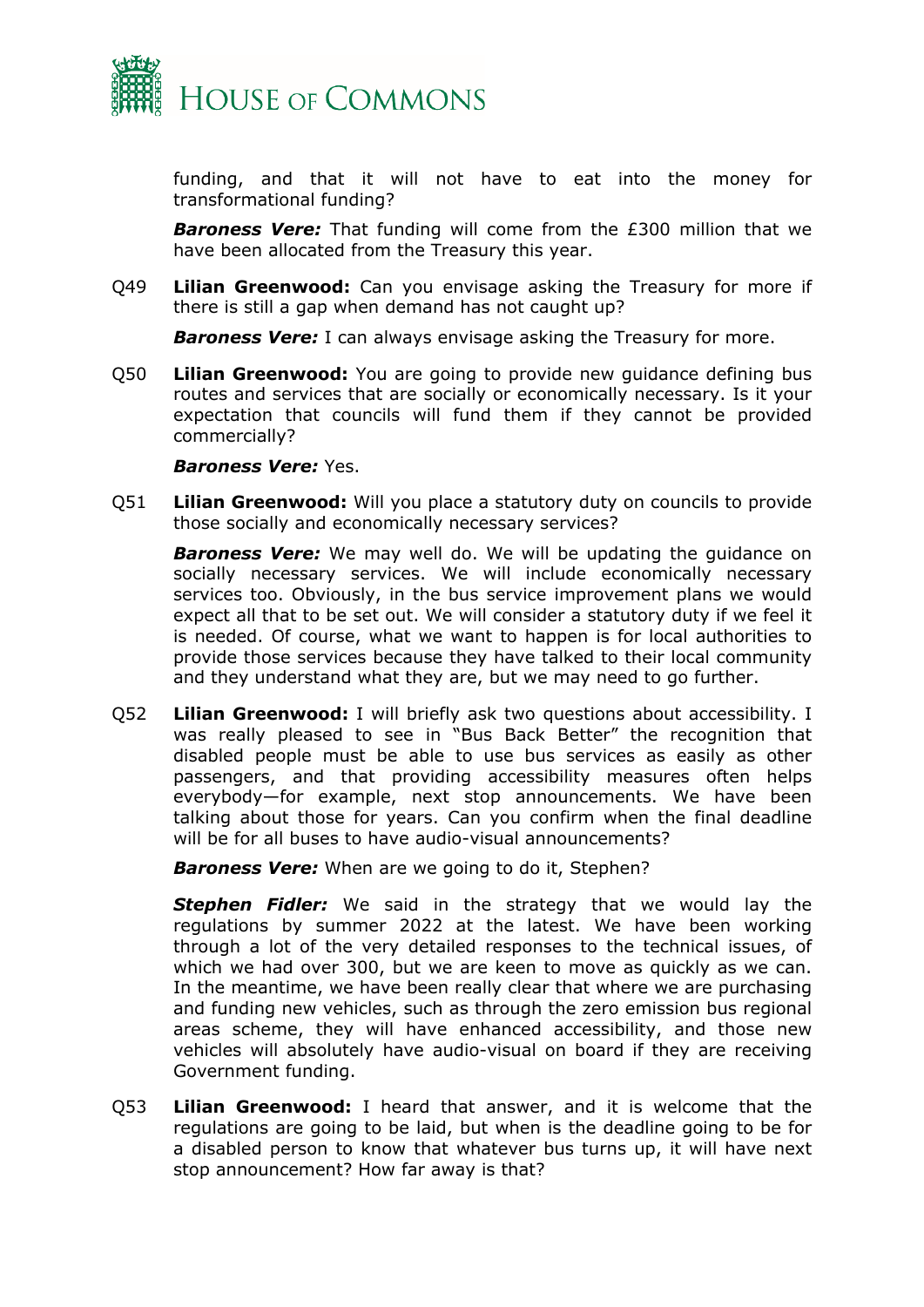funding, and that it will not have to eat into the money for transformational funding?

***Baroness Vere:*** That funding will come from the £300 million that we have been allocated from the Treasury this year.

Q49 **Lilian Greenwood:** Can you envisage asking the Treasury for more if there is still a gap when demand has not caught up?

***Baroness Vere:*** I can always envisage asking the Treasury for more.

Q50 **Lilian Greenwood:** You are going to provide new guidance defining bus routes and services that are socially or economically necessary. Is it your expectation that councils will fund them if they cannot be provided commercially?

***Baroness Vere:*** Yes.

Q51 **Lilian Greenwood:** Will you place a statutory duty on councils to provide those socially and economically necessary services?

***Baroness Vere:*** We may well do. We will be updating the guidance on socially necessary services. We will include economically necessary services too. Obviously, in the bus service improvement plans we would expect all that to be set out. We will consider a statutory duty if we feel it is needed. Of course, what we want to happen is for local authorities to provide those services because they have talked to their local community and they understand what they are, but we may need to go further.

Q52 **Lilian Greenwood:** I will briefly ask two questions about accessibility. I was really pleased to see in "Bus Back Better" the recognition that disabled people must be able to use bus services as easily as other passengers, and that providing accessibility measures often helps everybody—for example, next stop announcements. We have been talking about those for years. Can you confirm when the final deadline will be for all buses to have audio-visual announcements?

***Baroness Vere:*** When are we going to do it, Stephen?

***Stephen Fidler:*** We said in the strategy that we would lay the regulations by summer 2022 at the latest. We have been working through a lot of the very detailed responses to the technical issues, of which we had over 300, but we are keen to move as quickly as we can. In the meantime, we have been really clear that where we are purchasing and funding new vehicles, such as through the zero emission bus regional areas scheme, they will have enhanced accessibility, and those new vehicles will absolutely have audio-visual on board if they are receiving Government funding.

Q53 **Lilian Greenwood:** I heard that answer, and it is welcome that the regulations are going to be laid, but when is the deadline going to be for a disabled person to know that whatever bus turns up, it will have next stop announcement? How far away is that?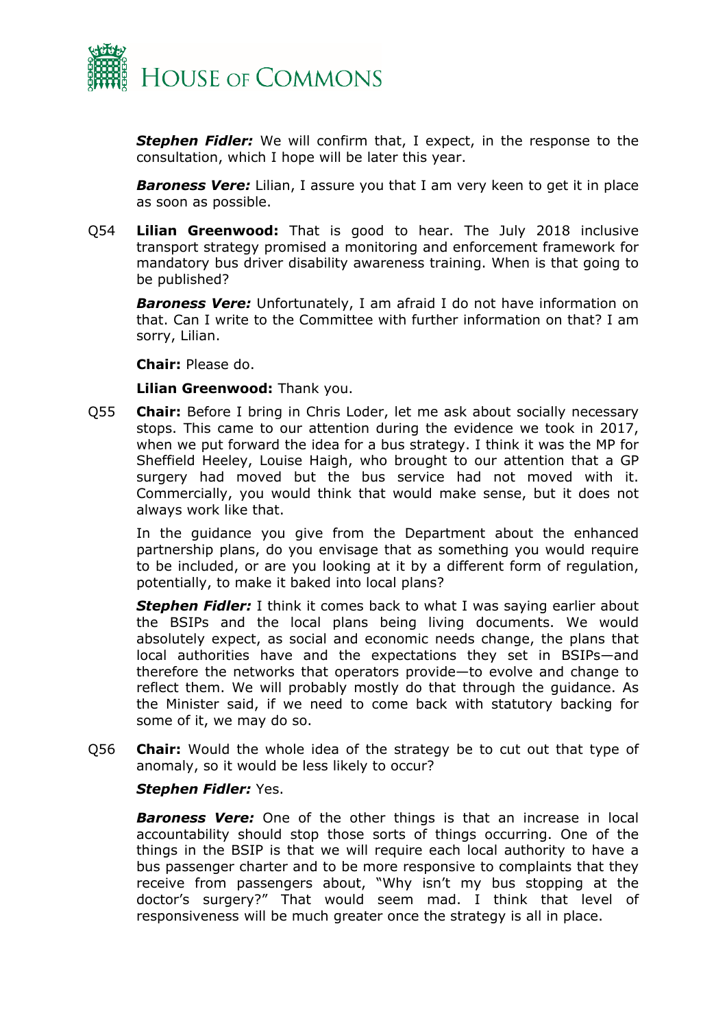***Stephen Fidler:*** We will confirm that, I expect, in the response to the consultation, which I hope will be later this year.

***Baroness Vere:*** Lilian, I assure you that I am very keen to get it in place as soon as possible.

Q54 **Lilian Greenwood:** That is good to hear. The July 2018 inclusive transport strategy promised a monitoring and enforcement framework for mandatory bus driver disability awareness training. When is that going to be published?

***Baroness Vere:*** Unfortunately, I am afraid I do not have information on that. Can I write to the Committee with further information on that? I am sorry, Lilian.

**Chair:** Please do.

**Lilian Greenwood:** Thank you.

Q55 **Chair:** Before I bring in Chris Loder, let me ask about socially necessary stops. This came to our attention during the evidence we took in 2017, when we put forward the idea for a bus strategy. I think it was the MP for Sheffield Heeley, Louise Haigh, who brought to our attention that a GP surgery had moved but the bus service had not moved with it. Commercially, you would think that would make sense, but it does not always work like that.

In the guidance you give from the Department about the enhanced partnership plans, do you envisage that as something you would require to be included, or are you looking at it by a different form of regulation, potentially, to make it baked into local plans?

***Stephen Fidler:*** I think it comes back to what I was saying earlier about the BSIPs and the local plans being living documents. We would absolutely expect, as social and economic needs change, the plans that local authorities have and the expectations they set in BSIPs—and therefore the networks that operators provide—to evolve and change to reflect them. We will probably mostly do that through the guidance. As the Minister said, if we need to come back with statutory backing for some of it, we may do so.

Q56 **Chair:** Would the whole idea of the strategy be to cut out that type of anomaly, so it would be less likely to occur?

***Stephen Fidler:*** Yes.

***Baroness Vere:*** One of the other things is that an increase in local accountability should stop those sorts of things occurring. One of the things in the BSIP is that we will require each local authority to have a bus passenger charter and to be more responsive to complaints that they receive from passengers about, "Why isn't my bus stopping at the doctor's surgery?" That would seem mad. I think that level of responsiveness will be much greater once the strategy is all in place.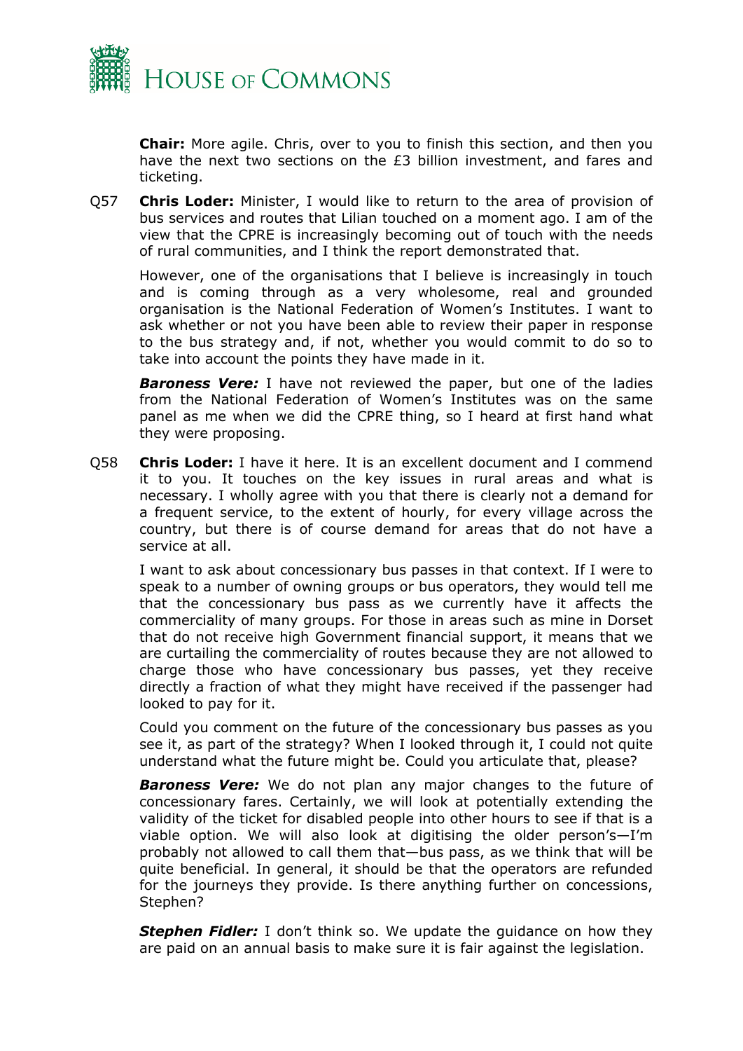**Chair:** More agile. Chris, over to you to finish this section, and then you have the next two sections on the £3 billion investment, and fares and ticketing.

Q57 **Chris Loder:** Minister, I would like to return to the area of provision of bus services and routes that Lilian touched on a moment ago. I am of the view that the CPRE is increasingly becoming out of touch with the needs of rural communities, and I think the report demonstrated that.

However, one of the organisations that I believe is increasingly in touch and is coming through as a very wholesome, real and grounded organisation is the National Federation of Women's Institutes. I want to ask whether or not you have been able to review their paper in response to the bus strategy and, if not, whether you would commit to do so to take into account the points they have made in it.

***Baroness Vere:*** I have not reviewed the paper, but one of the ladies from the National Federation of Women's Institutes was on the same panel as me when we did the CPRE thing, so I heard at first hand what they were proposing.

Q58 **Chris Loder:** I have it here. It is an excellent document and I commend it to you. It touches on the key issues in rural areas and what is necessary. I wholly agree with you that there is clearly not a demand for a frequent service, to the extent of hourly, for every village across the country, but there is of course demand for areas that do not have a service at all.

I want to ask about concessionary bus passes in that context. If I were to speak to a number of owning groups or bus operators, they would tell me that the concessionary bus pass as we currently have it affects the commerciality of many groups. For those in areas such as mine in Dorset that do not receive high Government financial support, it means that we are curtailing the commerciality of routes because they are not allowed to charge those who have concessionary bus passes, yet they receive directly a fraction of what they might have received if the passenger had looked to pay for it.

Could you comment on the future of the concessionary bus passes as you see it, as part of the strategy? When I looked through it, I could not quite understand what the future might be. Could you articulate that, please?

***Baroness Vere:*** We do not plan any major changes to the future of concessionary fares. Certainly, we will look at potentially extending the validity of the ticket for disabled people into other hours to see if that is a viable option. We will also look at digitising the older person's—I'm probably not allowed to call them that—bus pass, as we think that will be quite beneficial. In general, it should be that the operators are refunded for the journeys they provide. Is there anything further on concessions, Stephen?

***Stephen Fidler:*** I don't think so. We update the guidance on how they are paid on an annual basis to make sure it is fair against the legislation.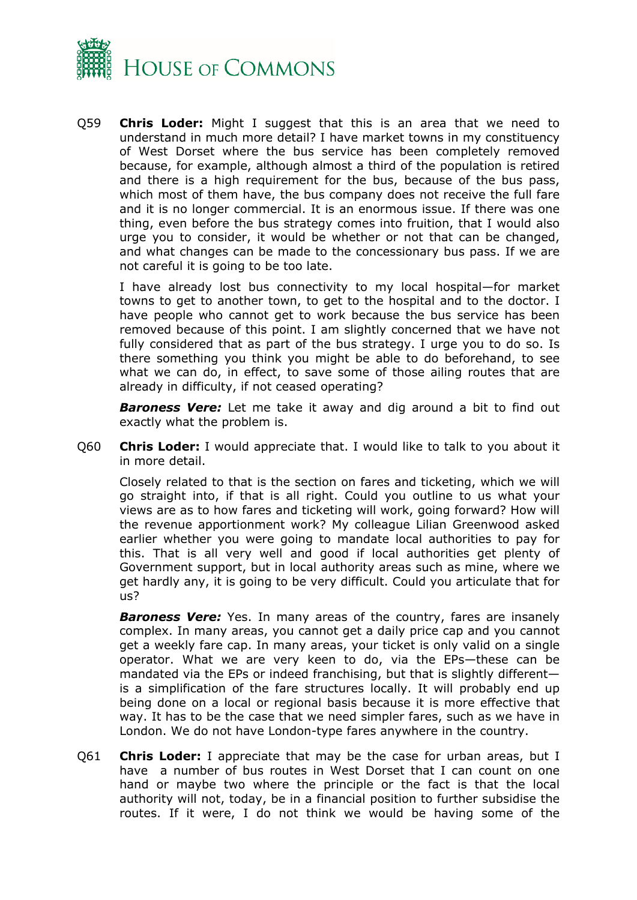Q59 **Chris Loder:** Might I suggest that this is an area that we need to understand in much more detail? I have market towns in my constituency of West Dorset where the bus service has been completely removed because, for example, although almost a third of the population is retired and there is a high requirement for the bus, because of the bus pass, which most of them have, the bus company does not receive the full fare and it is no longer commercial. It is an enormous issue. If there was one thing, even before the bus strategy comes into fruition, that I would also urge you to consider, it would be whether or not that can be changed, and what changes can be made to the concessionary bus pass. If we are not careful it is going to be too late.

I have already lost bus connectivity to my local hospital—for market towns to get to another town, to get to the hospital and to the doctor. I have people who cannot get to work because the bus service has been removed because of this point. I am slightly concerned that we have not fully considered that as part of the bus strategy. I urge you to do so. Is there something you think you might be able to do beforehand, to see what we can do, in effect, to save some of those ailing routes that are already in difficulty, if not ceased operating?

***Baroness Vere:*** Let me take it away and dig around a bit to find out exactly what the problem is.

Q60 **Chris Loder:** I would appreciate that. I would like to talk to you about it in more detail.

Closely related to that is the section on fares and ticketing, which we will go straight into, if that is all right. Could you outline to us what your views are as to how fares and ticketing will work, going forward? How will the revenue apportionment work? My colleague Lilian Greenwood asked earlier whether you were going to mandate local authorities to pay for this. That is all very well and good if local authorities get plenty of Government support, but in local authority areas such as mine, where we get hardly any, it is going to be very difficult. Could you articulate that for us?

***Baroness Vere:*** Yes. In many areas of the country, fares are insanely complex. In many areas, you cannot get a daily price cap and you cannot get a weekly fare cap. In many areas, your ticket is only valid on a single operator. What we are very keen to do, via the EPs—these can be mandated via the EPs or indeed franchising, but that is slightly different—is a simplification of the fare structures locally. It will probably end up being done on a local or regional basis because it is more effective that way. It has to be the case that we need simpler fares, such as we have in London. We do not have London-type fares anywhere in the country.

Q61 **Chris Loder:** I appreciate that may be the case for urban areas, but I have a number of bus routes in West Dorset that I can count on one hand or maybe two where the principle or the fact is that the local authority will not, today, be in a financial position to further subsidise the routes. If it were, I do not think we would be having some of the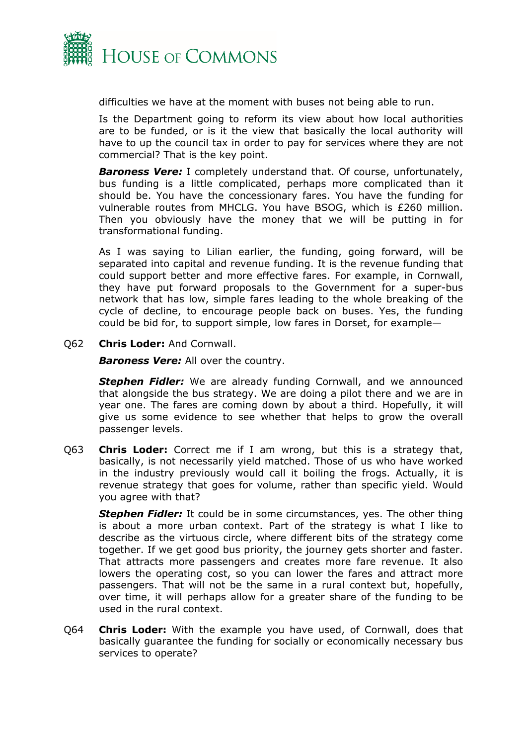difficulties we have at the moment with buses not being able to run.

Is the Department going to reform its view about how local authorities are to be funded, or is it the view that basically the local authority will have to up the council tax in order to pay for services where they are not commercial? That is the key point.

***Baroness Vere:*** I completely understand that. Of course, unfortunately, bus funding is a little complicated, perhaps more complicated than it should be. You have the concessionary fares. You have the funding for vulnerable routes from MHCLG. You have BSOG, which is £260 million. Then you obviously have the money that we will be putting in for transformational funding.

As I was saying to Lilian earlier, the funding, going forward, will be separated into capital and revenue funding. It is the revenue funding that could support better and more effective fares. For example, in Cornwall, they have put forward proposals to the Government for a super-bus network that has low, simple fares leading to the whole breaking of the cycle of decline, to encourage people back on buses. Yes, the funding could be bid for, to support simple, low fares in Dorset, for example—

Q62 **Chris Loder:** And Cornwall.

***Baroness Vere:*** All over the country.

***Stephen Fidler:*** We are already funding Cornwall, and we announced that alongside the bus strategy. We are doing a pilot there and we are in year one. The fares are coming down by about a third. Hopefully, it will give us some evidence to see whether that helps to grow the overall passenger levels.

Q63 **Chris Loder:** Correct me if I am wrong, but this is a strategy that, basically, is not necessarily yield matched. Those of us who have worked in the industry previously would call it boiling the frogs. Actually, it is revenue strategy that goes for volume, rather than specific yield. Would you agree with that?

***Stephen Fidler:*** It could be in some circumstances, yes. The other thing is about a more urban context. Part of the strategy is what I like to describe as the virtuous circle, where different bits of the strategy come together. If we get good bus priority, the journey gets shorter and faster. That attracts more passengers and creates more fare revenue. It also lowers the operating cost, so you can lower the fares and attract more passengers. That will not be the same in a rural context but, hopefully, over time, it will perhaps allow for a greater share of the funding to be used in the rural context.

Q64 **Chris Loder:** With the example you have used, of Cornwall, does that basically guarantee the funding for socially or economically necessary bus services to operate?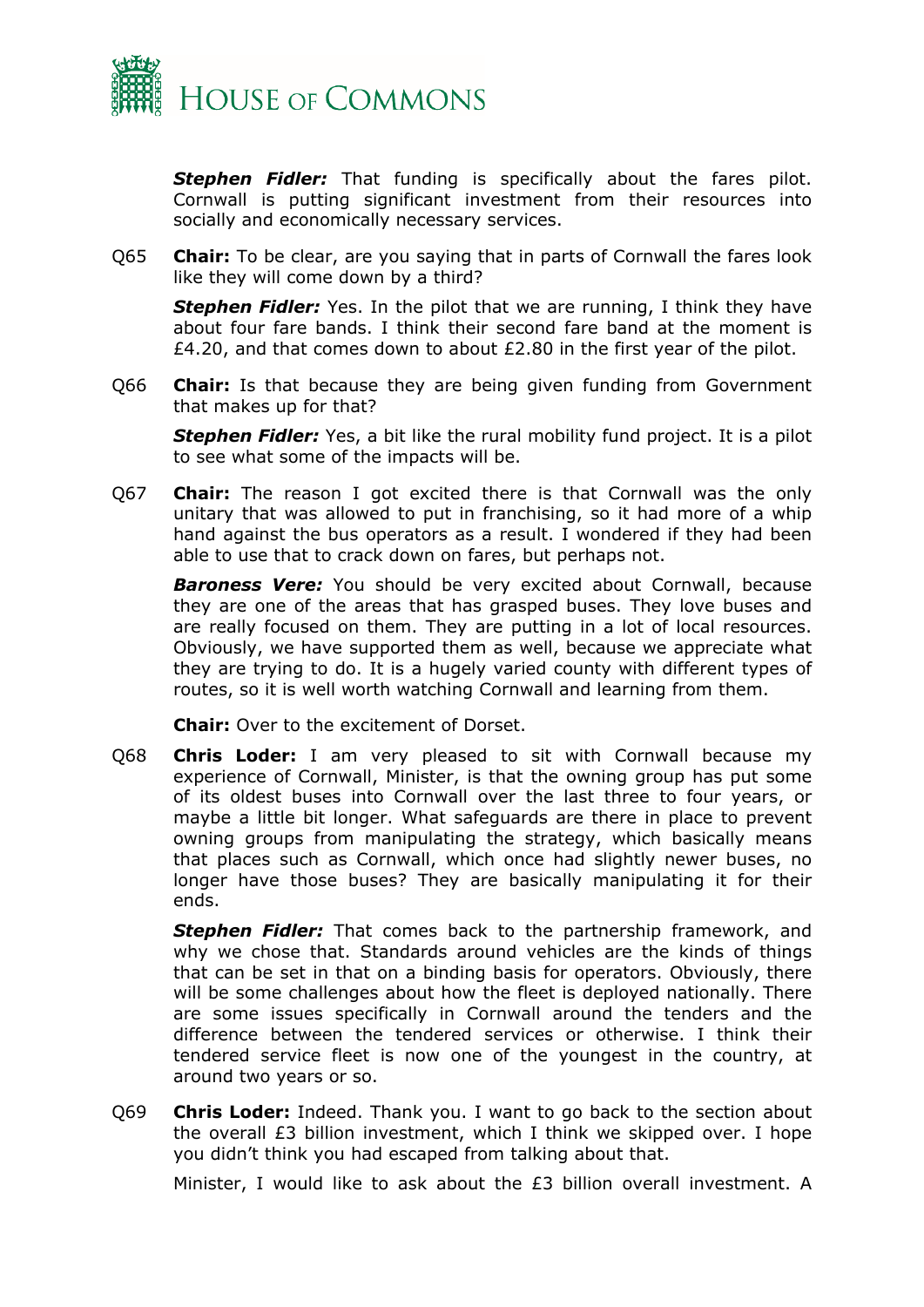***Stephen Fidler:*** That funding is specifically about the fares pilot. Cornwall is putting significant investment from their resources into socially and economically necessary services.

Q65 **Chair:** To be clear, are you saying that in parts of Cornwall the fares look like they will come down by a third?

***Stephen Fidler:*** Yes. In the pilot that we are running, I think they have about four fare bands. I think their second fare band at the moment is £4.20, and that comes down to about £2.80 in the first year of the pilot.

Q66 **Chair:** Is that because they are being given funding from Government that makes up for that?

***Stephen Fidler:*** Yes, a bit like the rural mobility fund project. It is a pilot to see what some of the impacts will be.

Q67 **Chair:** The reason I got excited there is that Cornwall was the only unitary that was allowed to put in franchising, so it had more of a whip hand against the bus operators as a result. I wondered if they had been able to use that to crack down on fares, but perhaps not.

***Baroness Vere:*** You should be very excited about Cornwall, because they are one of the areas that has grasped buses. They love buses and are really focused on them. They are putting in a lot of local resources. Obviously, we have supported them as well, because we appreciate what they are trying to do. It is a hugely varied county with different types of routes, so it is well worth watching Cornwall and learning from them.

**Chair:** Over to the excitement of Dorset.

Q68 **Chris Loder:** I am very pleased to sit with Cornwall because my experience of Cornwall, Minister, is that the owning group has put some of its oldest buses into Cornwall over the last three to four years, or maybe a little bit longer. What safeguards are there in place to prevent owning groups from manipulating the strategy, which basically means that places such as Cornwall, which once had slightly newer buses, no longer have those buses? They are basically manipulating it for their ends.

***Stephen Fidler:*** That comes back to the partnership framework, and why we chose that. Standards around vehicles are the kinds of things that can be set in that on a binding basis for operators. Obviously, there will be some challenges about how the fleet is deployed nationally. There are some issues specifically in Cornwall around the tenders and the difference between the tendered services or otherwise. I think their tendered service fleet is now one of the youngest in the country, at around two years or so.

Q69 **Chris Loder:** Indeed. Thank you. I want to go back to the section about the overall £3 billion investment, which I think we skipped over. I hope you didn't think you had escaped from talking about that.

Minister, I would like to ask about the £3 billion overall investment. A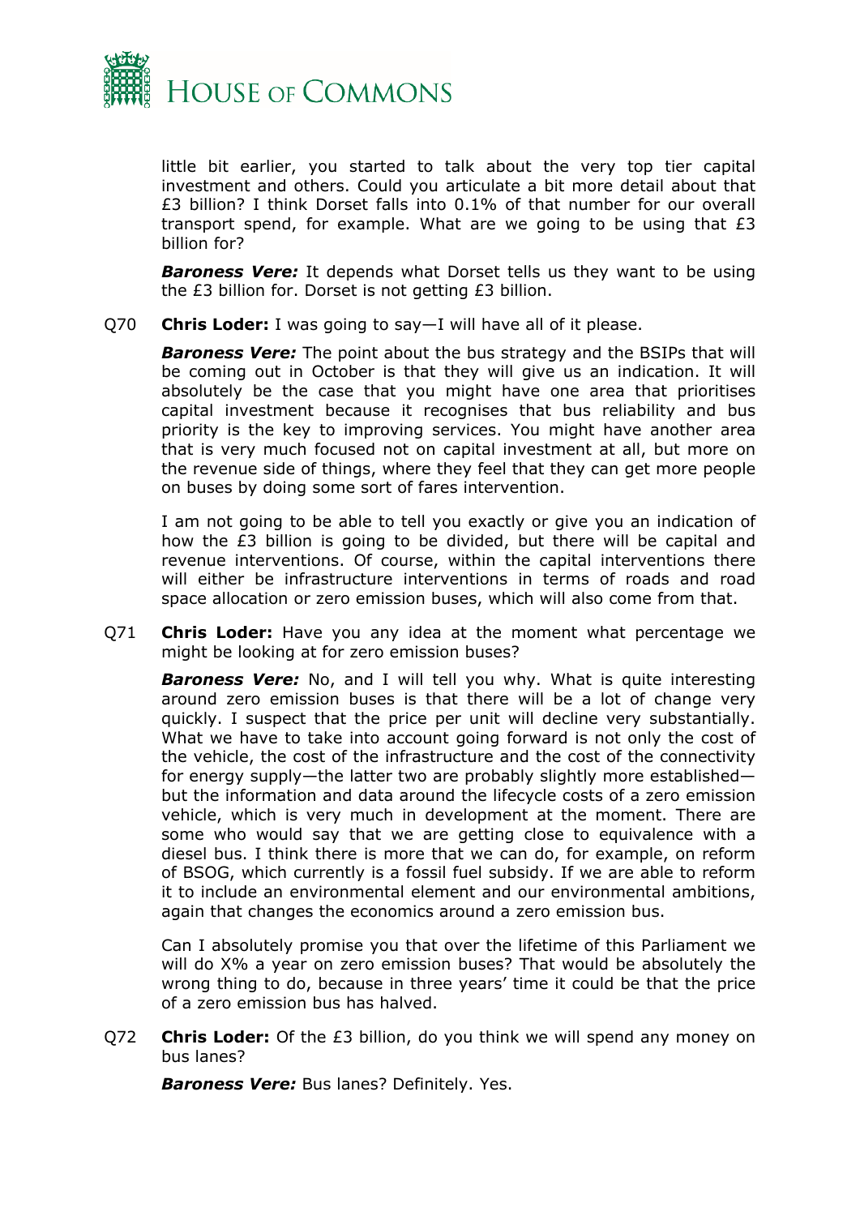little bit earlier, you started to talk about the very top tier capital investment and others. Could you articulate a bit more detail about that £3 billion? I think Dorset falls into 0.1% of that number for our overall transport spend, for example. What are we going to be using that £3 billion for?

***Baroness Vere:*** It depends what Dorset tells us they want to be using the £3 billion for. Dorset is not getting £3 billion.

Q70 **Chris Loder:** I was going to say—I will have all of it please.

***Baroness Vere:*** The point about the bus strategy and the BSIPs that will be coming out in October is that they will give us an indication. It will absolutely be the case that you might have one area that prioritises capital investment because it recognises that bus reliability and bus priority is the key to improving services. You might have another area that is very much focused not on capital investment at all, but more on the revenue side of things, where they feel that they can get more people on buses by doing some sort of fares intervention.

I am not going to be able to tell you exactly or give you an indication of how the £3 billion is going to be divided, but there will be capital and revenue interventions. Of course, within the capital interventions there will either be infrastructure interventions in terms of roads and road space allocation or zero emission buses, which will also come from that.

Q71 **Chris Loder:** Have you any idea at the moment what percentage we might be looking at for zero emission buses?

***Baroness Vere:*** No, and I will tell you why. What is quite interesting around zero emission buses is that there will be a lot of change very quickly. I suspect that the price per unit will decline very substantially. What we have to take into account going forward is not only the cost of the vehicle, the cost of the infrastructure and the cost of the connectivity for energy supply—the latter two are probably slightly more established—but the information and data around the lifecycle costs of a zero emission vehicle, which is very much in development at the moment. There are some who would say that we are getting close to equivalence with a diesel bus. I think there is more that we can do, for example, on reform of BSOG, which currently is a fossil fuel subsidy. If we are able to reform it to include an environmental element and our environmental ambitions, again that changes the economics around a zero emission bus.

Can I absolutely promise you that over the lifetime of this Parliament we will do X% a year on zero emission buses? That would be absolutely the wrong thing to do, because in three years' time it could be that the price of a zero emission bus has halved.

Q72 **Chris Loder:** Of the £3 billion, do you think we will spend any money on bus lanes?

***Baroness Vere:*** Bus lanes? Definitely. Yes.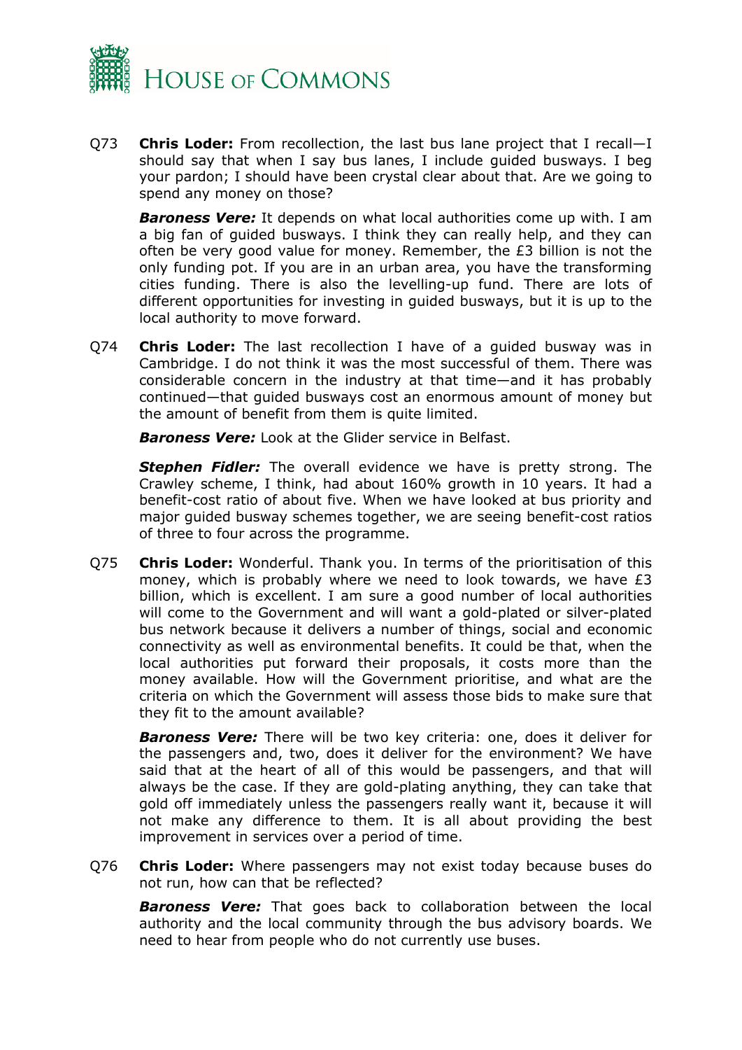Q73 **Chris Loder:** From recollection, the last bus lane project that I recall—I should say that when I say bus lanes, I include guided busways. I beg your pardon; I should have been crystal clear about that. Are we going to spend any money on those?

***Baroness Vere:*** It depends on what local authorities come up with. I am a big fan of guided busways. I think they can really help, and they can often be very good value for money. Remember, the £3 billion is not the only funding pot. If you are in an urban area, you have the transforming cities funding. There is also the levelling-up fund. There are lots of different opportunities for investing in guided busways, but it is up to the local authority to move forward.

Q74 **Chris Loder:** The last recollection I have of a guided busway was in Cambridge. I do not think it was the most successful of them. There was considerable concern in the industry at that time—and it has probably continued—that guided busways cost an enormous amount of money but the amount of benefit from them is quite limited.

***Baroness Vere:*** Look at the Glider service in Belfast.

***Stephen Fidler:*** The overall evidence we have is pretty strong. The Crawley scheme, I think, had about 160% growth in 10 years. It had a benefit-cost ratio of about five. When we have looked at bus priority and major guided busway schemes together, we are seeing benefit-cost ratios of three to four across the programme.

Q75 **Chris Loder:** Wonderful. Thank you. In terms of the prioritisation of this money, which is probably where we need to look towards, we have £3 billion, which is excellent. I am sure a good number of local authorities will come to the Government and will want a gold-plated or silver-plated bus network because it delivers a number of things, social and economic connectivity as well as environmental benefits. It could be that, when the local authorities put forward their proposals, it costs more than the money available. How will the Government prioritise, and what are the criteria on which the Government will assess those bids to make sure that they fit to the amount available?

***Baroness Vere:*** There will be two key criteria: one, does it deliver for the passengers and, two, does it deliver for the environment? We have said that at the heart of all of this would be passengers, and that will always be the case. If they are gold-plating anything, they can take that gold off immediately unless the passengers really want it, because it will not make any difference to them. It is all about providing the best improvement in services over a period of time.

Q76 **Chris Loder:** Where passengers may not exist today because buses do not run, how can that be reflected?

***Baroness Vere:*** That goes back to collaboration between the local authority and the local community through the bus advisory boards. We need to hear from people who do not currently use buses.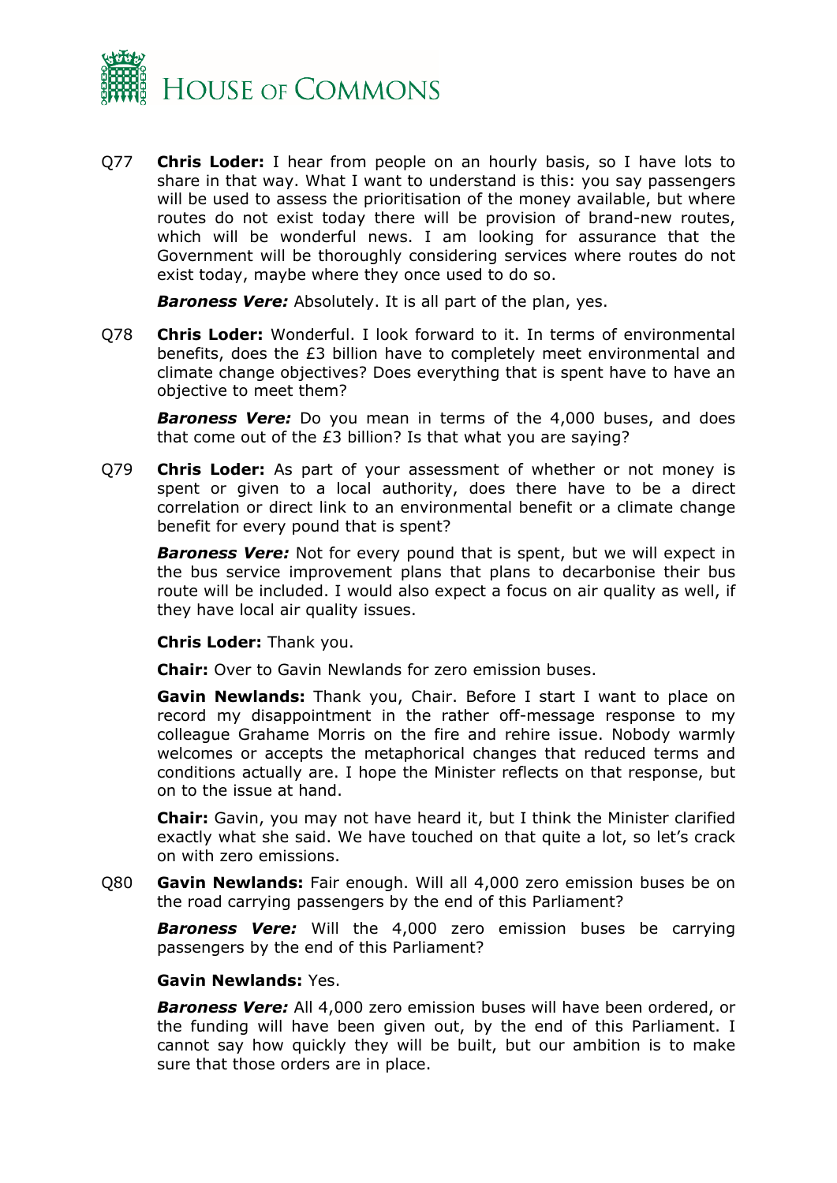Q77 **Chris Loder:** I hear from people on an hourly basis, so I have lots to share in that way. What I want to understand is this: you say passengers will be used to assess the prioritisation of the money available, but where routes do not exist today there will be provision of brand-new routes, which will be wonderful news. I am looking for assurance that the Government will be thoroughly considering services where routes do not exist today, maybe where they once used to do so.

***Baroness Vere:*** Absolutely. It is all part of the plan, yes.

Q78 **Chris Loder:** Wonderful. I look forward to it. In terms of environmental benefits, does the £3 billion have to completely meet environmental and climate change objectives? Does everything that is spent have to have an objective to meet them?

***Baroness Vere:*** Do you mean in terms of the 4,000 buses, and does that come out of the £3 billion? Is that what you are saying?

Q79 **Chris Loder:** As part of your assessment of whether or not money is spent or given to a local authority, does there have to be a direct correlation or direct link to an environmental benefit or a climate change benefit for every pound that is spent?

***Baroness Vere:*** Not for every pound that is spent, but we will expect in the bus service improvement plans that plans to decarbonise their bus route will be included. I would also expect a focus on air quality as well, if they have local air quality issues.

**Chris Loder:** Thank you.

**Chair:** Over to Gavin Newlands for zero emission buses.

**Gavin Newlands:** Thank you, Chair. Before I start I want to place on record my disappointment in the rather off-message response to my colleague Grahame Morris on the fire and rehire issue. Nobody warmly welcomes or accepts the metaphorical changes that reduced terms and conditions actually are. I hope the Minister reflects on that response, but on to the issue at hand.

**Chair:** Gavin, you may not have heard it, but I think the Minister clarified exactly what she said. We have touched on that quite a lot, so let's crack on with zero emissions.

Q80 **Gavin Newlands:** Fair enough. Will all 4,000 zero emission buses be on the road carrying passengers by the end of this Parliament?

***Baroness Vere:*** Will the 4,000 zero emission buses be carrying passengers by the end of this Parliament?

**Gavin Newlands:** Yes.

***Baroness Vere:*** All 4,000 zero emission buses will have been ordered, or the funding will have been given out, by the end of this Parliament. I cannot say how quickly they will be built, but our ambition is to make sure that those orders are in place.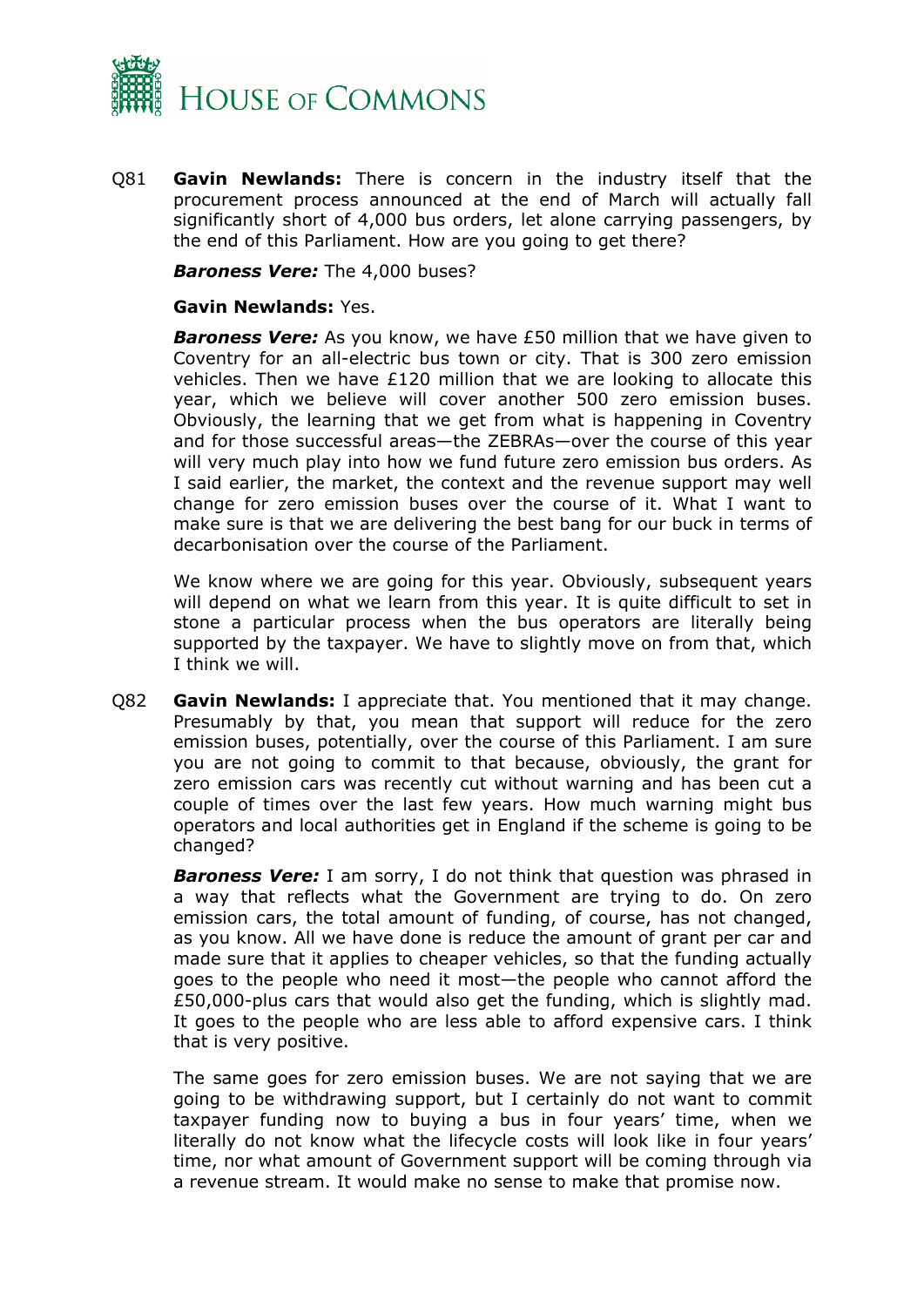Q81 **Gavin Newlands:** There is concern in the industry itself that the procurement process announced at the end of March will actually fall significantly short of 4,000 bus orders, let alone carrying passengers, by the end of this Parliament. How are you going to get there?

***Baroness Vere:*** The 4,000 buses?

**Gavin Newlands:** Yes.

***Baroness Vere:*** As you know, we have £50 million that we have given to Coventry for an all-electric bus town or city. That is 300 zero emission vehicles. Then we have £120 million that we are looking to allocate this year, which we believe will cover another 500 zero emission buses. Obviously, the learning that we get from what is happening in Coventry and for those successful areas—the ZEBRAs—over the course of this year will very much play into how we fund future zero emission bus orders. As I said earlier, the market, the context and the revenue support may well change for zero emission buses over the course of it. What I want to make sure is that we are delivering the best bang for our buck in terms of decarbonisation over the course of the Parliament.

We know where we are going for this year. Obviously, subsequent years will depend on what we learn from this year. It is quite difficult to set in stone a particular process when the bus operators are literally being supported by the taxpayer. We have to slightly move on from that, which I think we will.

Q82 **Gavin Newlands:** I appreciate that. You mentioned that it may change. Presumably by that, you mean that support will reduce for the zero emission buses, potentially, over the course of this Parliament. I am sure you are not going to commit to that because, obviously, the grant for zero emission cars was recently cut without warning and has been cut a couple of times over the last few years. How much warning might bus operators and local authorities get in England if the scheme is going to be changed?

***Baroness Vere:*** I am sorry, I do not think that question was phrased in a way that reflects what the Government are trying to do. On zero emission cars, the total amount of funding, of course, has not changed, as you know. All we have done is reduce the amount of grant per car and made sure that it applies to cheaper vehicles, so that the funding actually goes to the people who need it most—the people who cannot afford the £50,000-plus cars that would also get the funding, which is slightly mad. It goes to the people who are less able to afford expensive cars. I think that is very positive.

The same goes for zero emission buses. We are not saying that we are going to be withdrawing support, but I certainly do not want to commit taxpayer funding now to buying a bus in four years' time, when we literally do not know what the lifecycle costs will look like in four years' time, nor what amount of Government support will be coming through via a revenue stream. It would make no sense to make that promise now.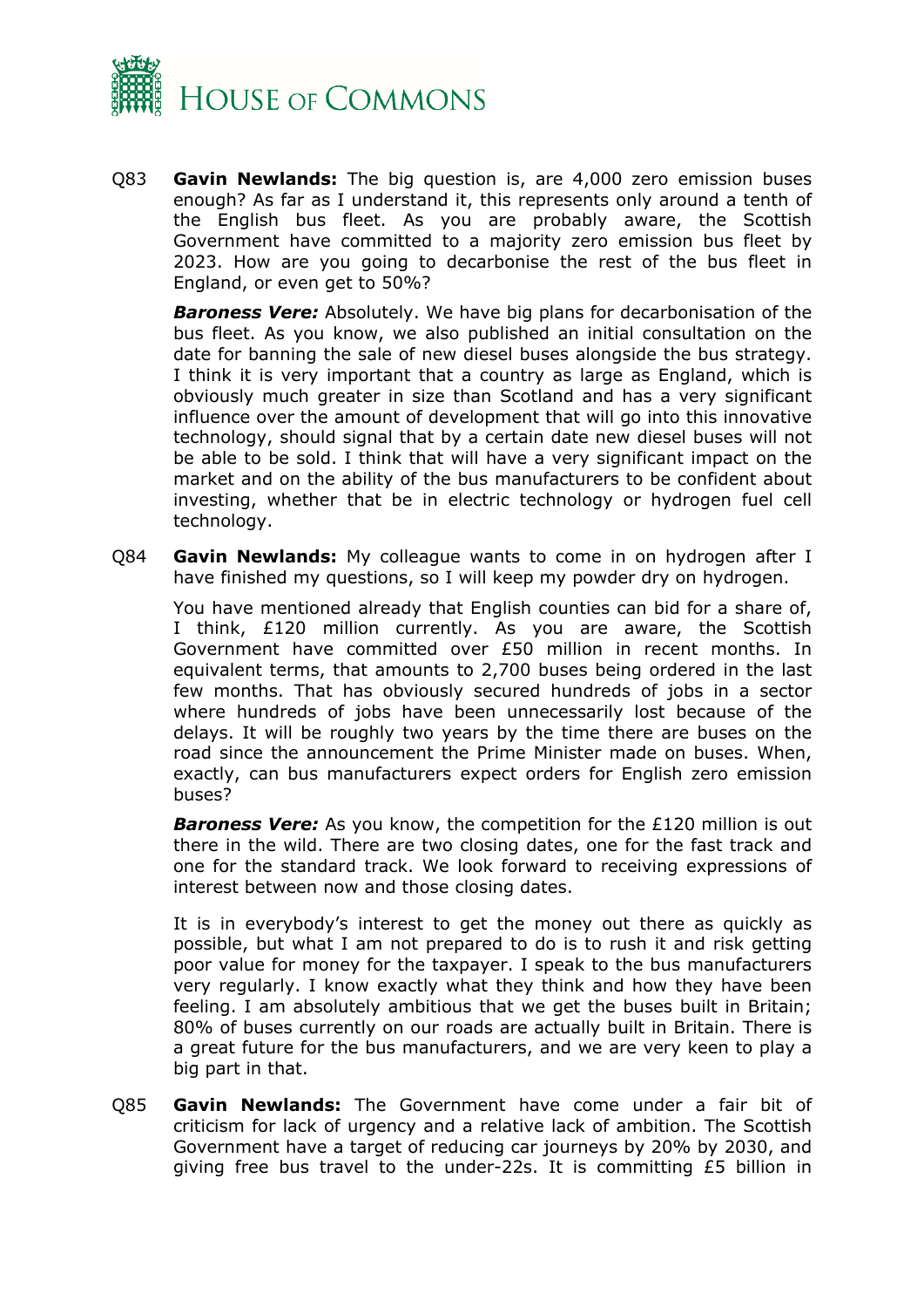Q83 **Gavin Newlands:** The big question is, are 4,000 zero emission buses enough? As far as I understand it, this represents only around a tenth of the English bus fleet. As you are probably aware, the Scottish Government have committed to a majority zero emission bus fleet by 2023. How are you going to decarbonise the rest of the bus fleet in England, or even get to 50%?

***Baroness Vere:*** Absolutely. We have big plans for decarbonisation of the bus fleet. As you know, we also published an initial consultation on the date for banning the sale of new diesel buses alongside the bus strategy. I think it is very important that a country as large as England, which is obviously much greater in size than Scotland and has a very significant influence over the amount of development that will go into this innovative technology, should signal that by a certain date new diesel buses will not be able to be sold. I think that will have a very significant impact on the market and on the ability of the bus manufacturers to be confident about investing, whether that be in electric technology or hydrogen fuel cell technology.

Q84 **Gavin Newlands:** My colleague wants to come in on hydrogen after I have finished my questions, so I will keep my powder dry on hydrogen.

You have mentioned already that English counties can bid for a share of, I think, £120 million currently. As you are aware, the Scottish Government have committed over £50 million in recent months. In equivalent terms, that amounts to 2,700 buses being ordered in the last few months. That has obviously secured hundreds of jobs in a sector where hundreds of jobs have been unnecessarily lost because of the delays. It will be roughly two years by the time there are buses on the road since the announcement the Prime Minister made on buses. When, exactly, can bus manufacturers expect orders for English zero emission buses?

***Baroness Vere:*** As you know, the competition for the £120 million is out there in the wild. There are two closing dates, one for the fast track and one for the standard track. We look forward to receiving expressions of interest between now and those closing dates.

It is in everybody's interest to get the money out there as quickly as possible, but what I am not prepared to do is to rush it and risk getting poor value for money for the taxpayer. I speak to the bus manufacturers very regularly. I know exactly what they think and how they have been feeling. I am absolutely ambitious that we get the buses built in Britain; 80% of buses currently on our roads are actually built in Britain. There is a great future for the bus manufacturers, and we are very keen to play a big part in that.

Q85 **Gavin Newlands:** The Government have come under a fair bit of criticism for lack of urgency and a relative lack of ambition. The Scottish Government have a target of reducing car journeys by 20% by 2030, and giving free bus travel to the under-22s. It is committing £5 billion in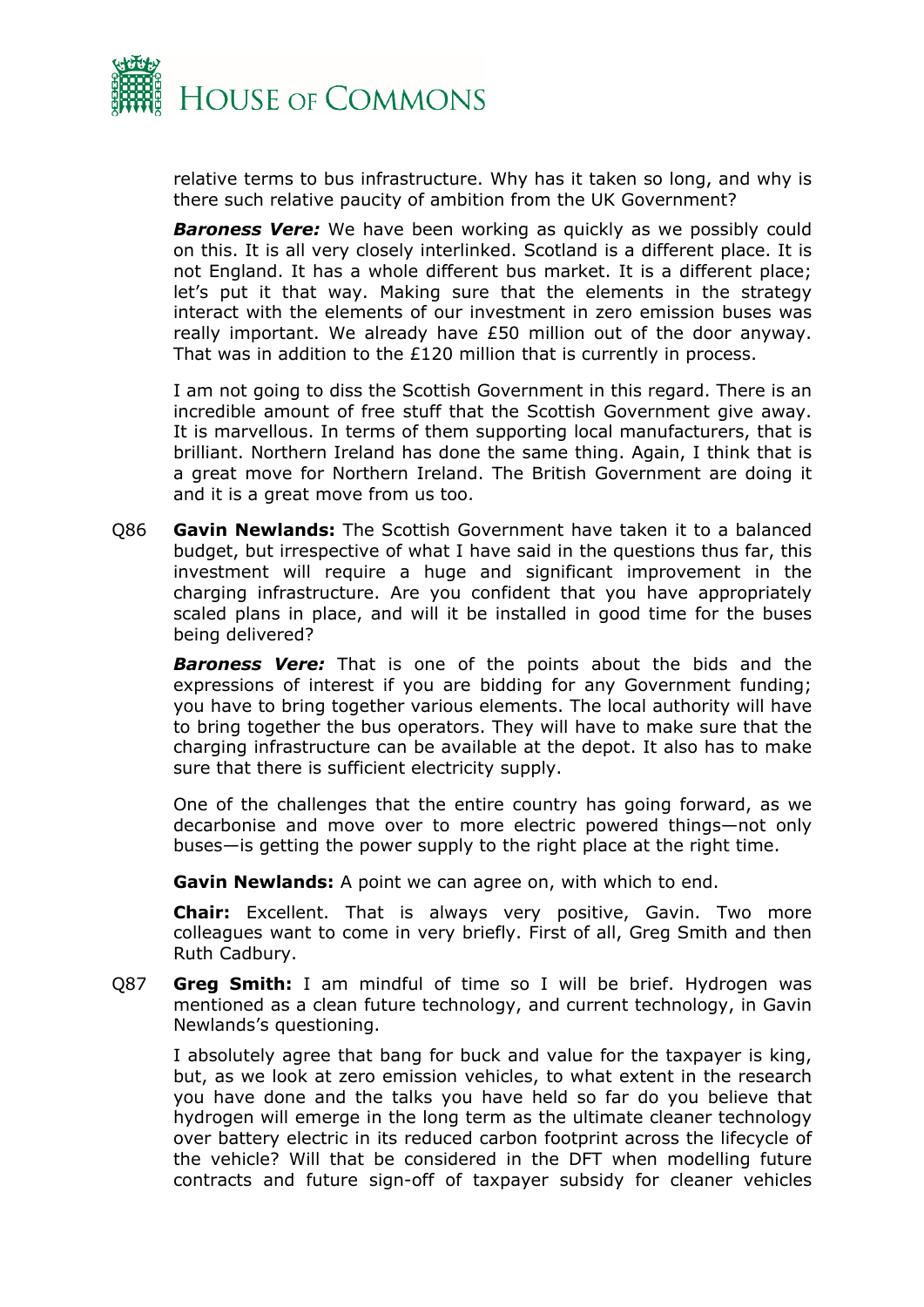relative terms to bus infrastructure. Why has it taken so long, and why is there such relative paucity of ambition from the UK Government?

***Baroness Vere:*** We have been working as quickly as we possibly could on this. It is all very closely interlinked. Scotland is a different place. It is not England. It has a whole different bus market. It is a different place; let's put it that way. Making sure that the elements in the strategy interact with the elements of our investment in zero emission buses was really important. We already have £50 million out of the door anyway. That was in addition to the £120 million that is currently in process.

I am not going to diss the Scottish Government in this regard. There is an incredible amount of free stuff that the Scottish Government give away. It is marvellous. In terms of them supporting local manufacturers, that is brilliant. Northern Ireland has done the same thing. Again, I think that is a great move for Northern Ireland. The British Government are doing it and it is a great move from us too.

Q86 **Gavin Newlands:** The Scottish Government have taken it to a balanced budget, but irrespective of what I have said in the questions thus far, this investment will require a huge and significant improvement in the charging infrastructure. Are you confident that you have appropriately scaled plans in place, and will it be installed in good time for the buses being delivered?

***Baroness Vere:*** That is one of the points about the bids and the expressions of interest if you are bidding for any Government funding; you have to bring together various elements. The local authority will have to bring together the bus operators. They will have to make sure that the charging infrastructure can be available at the depot. It also has to make sure that there is sufficient electricity supply.

One of the challenges that the entire country has going forward, as we decarbonise and move over to more electric powered things—not only buses—is getting the power supply to the right place at the right time.

**Gavin Newlands:** A point we can agree on, with which to end.

**Chair:** Excellent. That is always very positive, Gavin. Two more colleagues want to come in very briefly. First of all, Greg Smith and then Ruth Cadbury.

Q87 **Greg Smith:** I am mindful of time so I will be brief. Hydrogen was mentioned as a clean future technology, and current technology, in Gavin Newlands's questioning.

I absolutely agree that bang for buck and value for the taxpayer is king, but, as we look at zero emission vehicles, to what extent in the research you have done and the talks you have held so far do you believe that hydrogen will emerge in the long term as the ultimate cleaner technology over battery electric in its reduced carbon footprint across the lifecycle of the vehicle? Will that be considered in the DFT when modelling future contracts and future sign-off of taxpayer subsidy for cleaner vehicles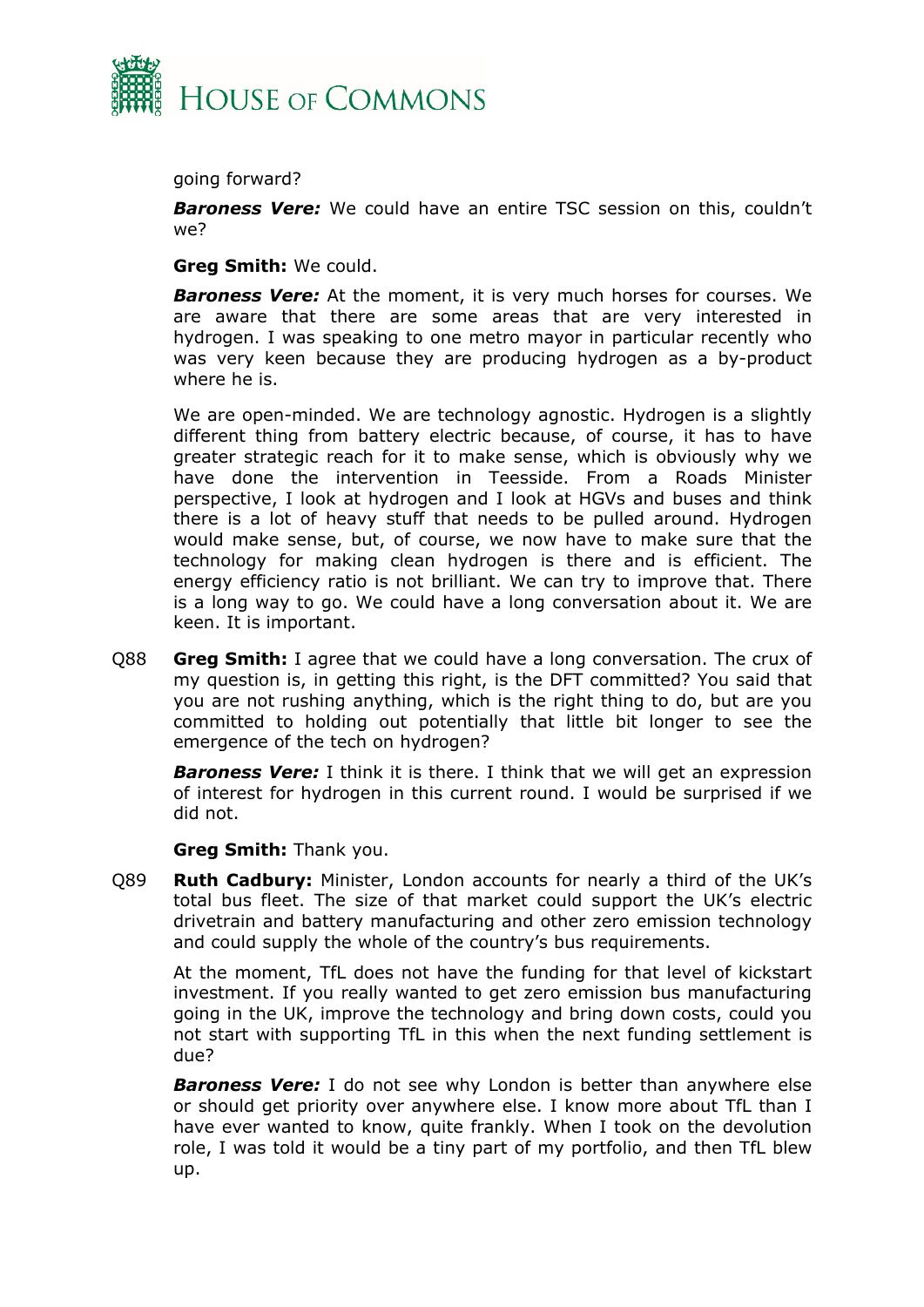going forward?

***Baroness Vere:*** We could have an entire TSC session on this, couldn't we?

**Greg Smith:** We could.

***Baroness Vere:*** At the moment, it is very much horses for courses. We are aware that there are some areas that are very interested in hydrogen. I was speaking to one metro mayor in particular recently who was very keen because they are producing hydrogen as a by-product where he is.

We are open-minded. We are technology agnostic. Hydrogen is a slightly different thing from battery electric because, of course, it has to have greater strategic reach for it to make sense, which is obviously why we have done the intervention in Teesside. From a Roads Minister perspective, I look at hydrogen and I look at HGVs and buses and think there is a lot of heavy stuff that needs to be pulled around. Hydrogen would make sense, but, of course, we now have to make sure that the technology for making clean hydrogen is there and is efficient. The energy efficiency ratio is not brilliant. We can try to improve that. There is a long way to go. We could have a long conversation about it. We are keen. It is important.

Q88 **Greg Smith:** I agree that we could have a long conversation. The crux of my question is, in getting this right, is the DFT committed? You said that you are not rushing anything, which is the right thing to do, but are you committed to holding out potentially that little bit longer to see the emergence of the tech on hydrogen?

***Baroness Vere:*** I think it is there. I think that we will get an expression of interest for hydrogen in this current round. I would be surprised if we did not.

**Greg Smith:** Thank you.

Q89 **Ruth Cadbury:** Minister, London accounts for nearly a third of the UK's total bus fleet. The size of that market could support the UK's electric drivetrain and battery manufacturing and other zero emission technology and could supply the whole of the country's bus requirements.

At the moment, TfL does not have the funding for that level of kickstart investment. If you really wanted to get zero emission bus manufacturing going in the UK, improve the technology and bring down costs, could you not start with supporting TfL in this when the next funding settlement is due?

***Baroness Vere:*** I do not see why London is better than anywhere else or should get priority over anywhere else. I know more about TfL than I have ever wanted to know, quite frankly. When I took on the devolution role, I was told it would be a tiny part of my portfolio, and then TfL blew up.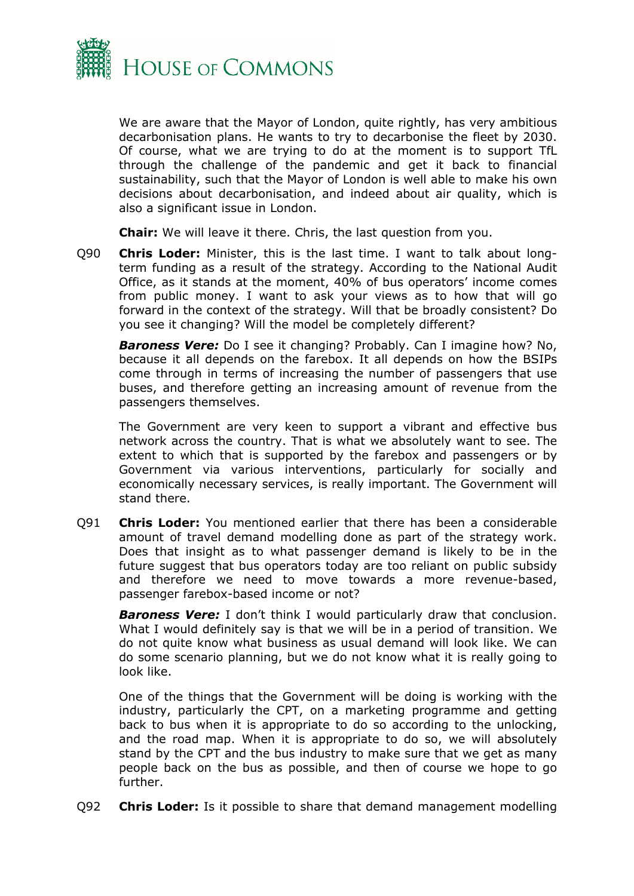We are aware that the Mayor of London, quite rightly, has very ambitious decarbonisation plans. He wants to try to decarbonise the fleet by 2030. Of course, what we are trying to do at the moment is to support TfL through the challenge of the pandemic and get it back to financial sustainability, such that the Mayor of London is well able to make his own decisions about decarbonisation, and indeed about air quality, which is also a significant issue in London.

**Chair:** We will leave it there. Chris, the last question from you.

Q90 **Chris Loder:** Minister, this is the last time. I want to talk about long-term funding as a result of the strategy. According to the National Audit Office, as it stands at the moment, 40% of bus operators' income comes from public money. I want to ask your views as to how that will go forward in the context of the strategy. Will that be broadly consistent? Do you see it changing? Will the model be completely different?

***Baroness Vere:*** Do I see it changing? Probably. Can I imagine how? No, because it all depends on the farebox. It all depends on how the BSIPs come through in terms of increasing the number of passengers that use buses, and therefore getting an increasing amount of revenue from the passengers themselves.

The Government are very keen to support a vibrant and effective bus network across the country. That is what we absolutely want to see. The extent to which that is supported by the farebox and passengers or by Government via various interventions, particularly for socially and economically necessary services, is really important. The Government will stand there.

Q91 **Chris Loder:** You mentioned earlier that there has been a considerable amount of travel demand modelling done as part of the strategy work. Does that insight as to what passenger demand is likely to be in the future suggest that bus operators today are too reliant on public subsidy and therefore we need to move towards a more revenue-based, passenger farebox-based income or not?

***Baroness Vere:*** I don't think I would particularly draw that conclusion. What I would definitely say is that we will be in a period of transition. We do not quite know what business as usual demand will look like. We can do some scenario planning, but we do not know what it is really going to look like.

One of the things that the Government will be doing is working with the industry, particularly the CPT, on a marketing programme and getting back to bus when it is appropriate to do so according to the unlocking, and the road map. When it is appropriate to do so, we will absolutely stand by the CPT and the bus industry to make sure that we get as many people back on the bus as possible, and then of course we hope to go further.

Q92 **Chris Loder:** Is it possible to share that demand management modelling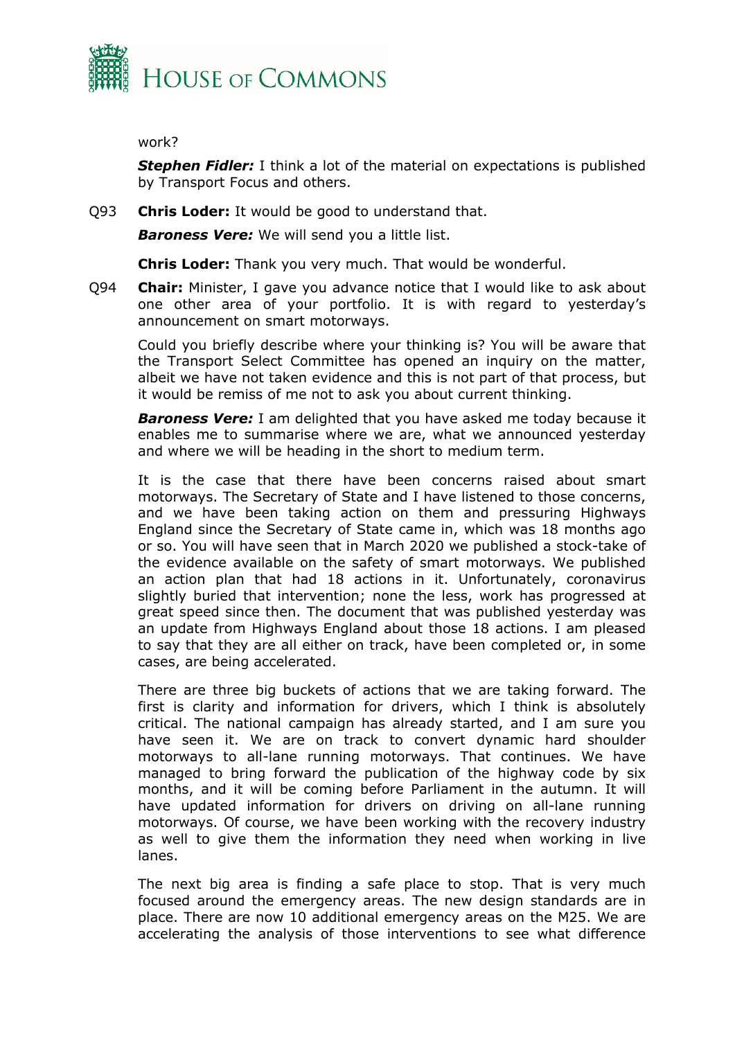work?

***Stephen Fidler:*** I think a lot of the material on expectations is published by Transport Focus and others.

Q93 **Chris Loder:** It would be good to understand that.

***Baroness Vere:*** We will send you a little list.

**Chris Loder:** Thank you very much. That would be wonderful.

Q94 **Chair:** Minister, I gave you advance notice that I would like to ask about one other area of your portfolio. It is with regard to yesterday's announcement on smart motorways.

Could you briefly describe where your thinking is? You will be aware that the Transport Select Committee has opened an inquiry on the matter, albeit we have not taken evidence and this is not part of that process, but it would be remiss of me not to ask you about current thinking.

***Baroness Vere:*** I am delighted that you have asked me today because it enables me to summarise where we are, what we announced yesterday and where we will be heading in the short to medium term.

It is the case that there have been concerns raised about smart motorways. The Secretary of State and I have listened to those concerns, and we have been taking action on them and pressuring Highways England since the Secretary of State came in, which was 18 months ago or so. You will have seen that in March 2020 we published a stock-take of the evidence available on the safety of smart motorways. We published an action plan that had 18 actions in it. Unfortunately, coronavirus slightly buried that intervention; none the less, work has progressed at great speed since then. The document that was published yesterday was an update from Highways England about those 18 actions. I am pleased to say that they are all either on track, have been completed or, in some cases, are being accelerated.

There are three big buckets of actions that we are taking forward. The first is clarity and information for drivers, which I think is absolutely critical. The national campaign has already started, and I am sure you have seen it. We are on track to convert dynamic hard shoulder motorways to all-lane running motorways. That continues. We have managed to bring forward the publication of the highway code by six months, and it will be coming before Parliament in the autumn. It will have updated information for drivers on driving on all-lane running motorways. Of course, we have been working with the recovery industry as well to give them the information they need when working in live lanes.

The next big area is finding a safe place to stop. That is very much focused around the emergency areas. The new design standards are in place. There are now 10 additional emergency areas on the M25. We are accelerating the analysis of those interventions to see what difference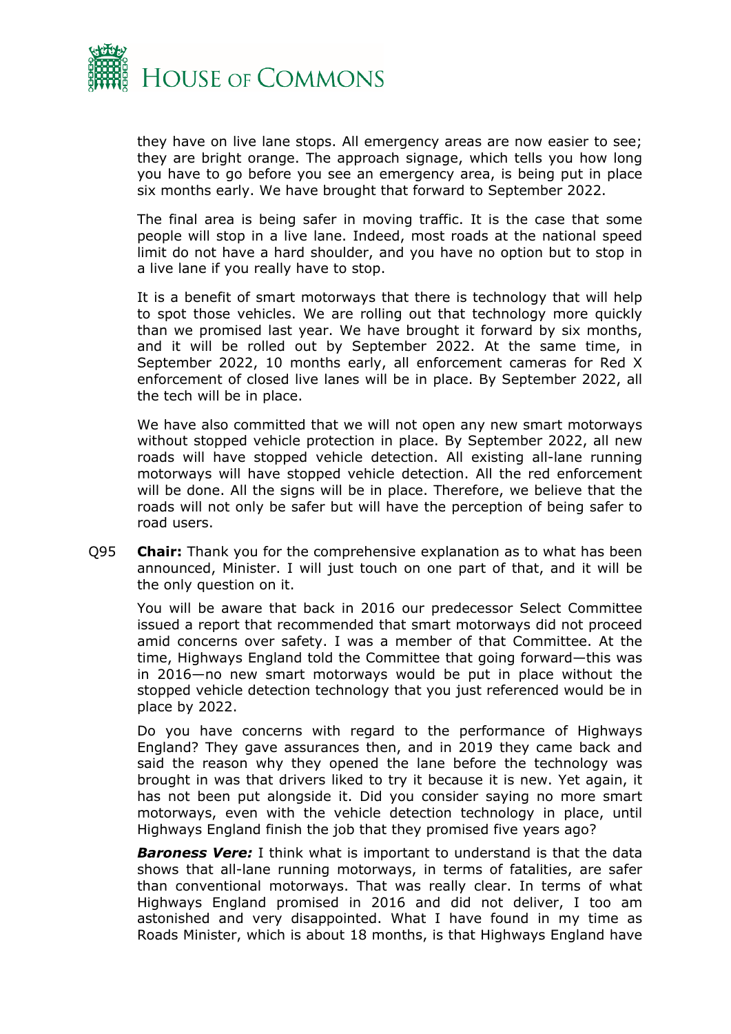they have on live lane stops. All emergency areas are now easier to see; they are bright orange. The approach signage, which tells you how long you have to go before you see an emergency area, is being put in place six months early. We have brought that forward to September 2022.

The final area is being safer in moving traffic. It is the case that some people will stop in a live lane. Indeed, most roads at the national speed limit do not have a hard shoulder, and you have no option but to stop in a live lane if you really have to stop.

It is a benefit of smart motorways that there is technology that will help to spot those vehicles. We are rolling out that technology more quickly than we promised last year. We have brought it forward by six months, and it will be rolled out by September 2022. At the same time, in September 2022, 10 months early, all enforcement cameras for Red X enforcement of closed live lanes will be in place. By September 2022, all the tech will be in place.

We have also committed that we will not open any new smart motorways without stopped vehicle protection in place. By September 2022, all new roads will have stopped vehicle detection. All existing all-lane running motorways will have stopped vehicle detection. All the red enforcement will be done. All the signs will be in place. Therefore, we believe that the roads will not only be safer but will have the perception of being safer to road users.

Q95 **Chair:** Thank you for the comprehensive explanation as to what has been announced, Minister. I will just touch on one part of that, and it will be the only question on it.

You will be aware that back in 2016 our predecessor Select Committee issued a report that recommended that smart motorways did not proceed amid concerns over safety. I was a member of that Committee. At the time, Highways England told the Committee that going forward—this was in 2016—no new smart motorways would be put in place without the stopped vehicle detection technology that you just referenced would be in place by 2022.

Do you have concerns with regard to the performance of Highways England? They gave assurances then, and in 2019 they came back and said the reason why they opened the lane before the technology was brought in was that drivers liked to try it because it is new. Yet again, it has not been put alongside it. Did you consider saying no more smart motorways, even with the vehicle detection technology in place, until Highways England finish the job that they promised five years ago?

***Baroness Vere:*** I think what is important to understand is that the data shows that all-lane running motorways, in terms of fatalities, are safer than conventional motorways. That was really clear. In terms of what Highways England promised in 2016 and did not deliver, I too am astonished and very disappointed. What I have found in my time as Roads Minister, which is about 18 months, is that Highways England have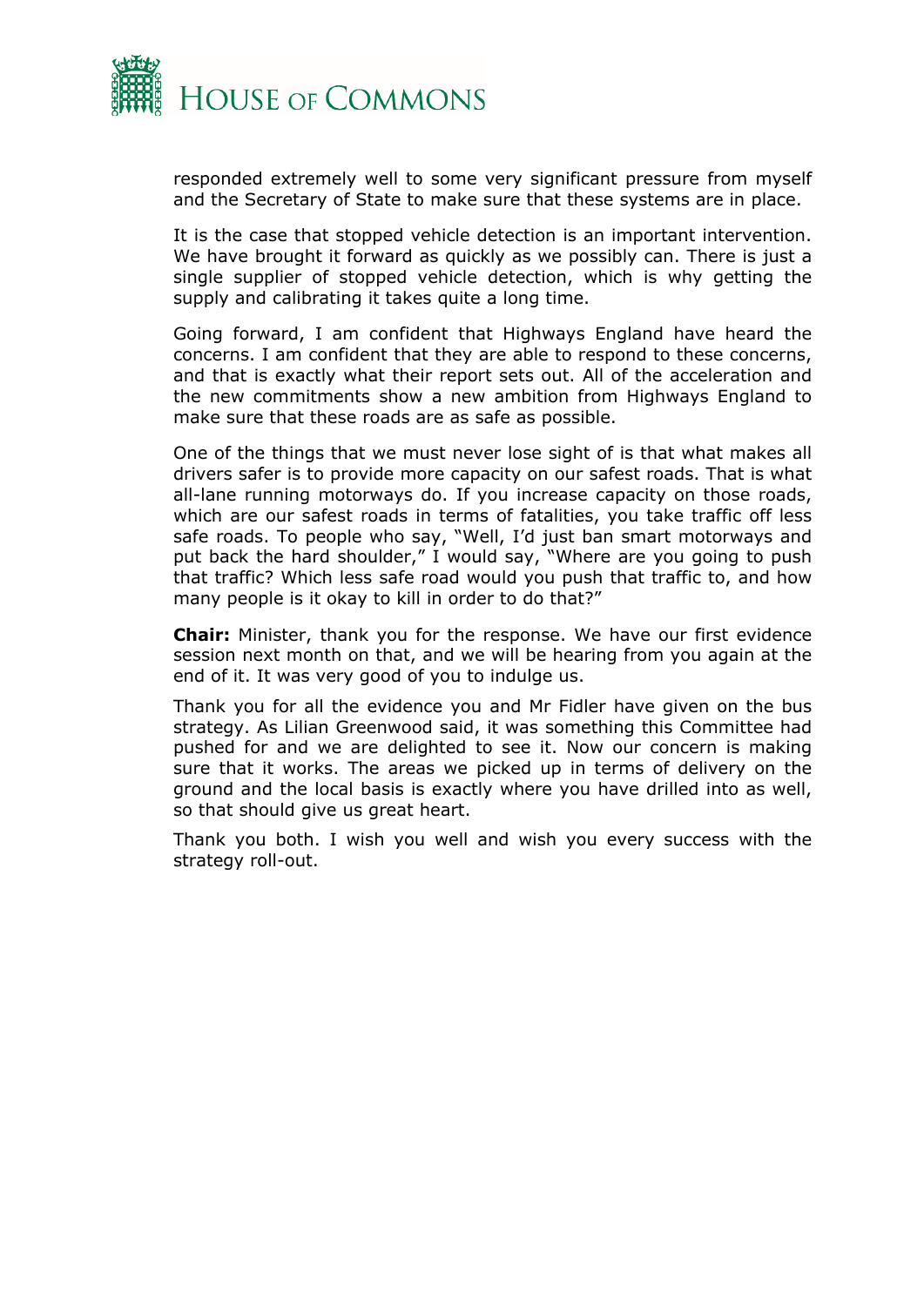responded extremely well to some very significant pressure from myself and the Secretary of State to make sure that these systems are in place.

It is the case that stopped vehicle detection is an important intervention. We have brought it forward as quickly as we possibly can. There is just a single supplier of stopped vehicle detection, which is why getting the supply and calibrating it takes quite a long time.

Going forward, I am confident that Highways England have heard the concerns. I am confident that they are able to respond to these concerns, and that is exactly what their report sets out. All of the acceleration and the new commitments show a new ambition from Highways England to make sure that these roads are as safe as possible.

One of the things that we must never lose sight of is that what makes all drivers safer is to provide more capacity on our safest roads. That is what all-lane running motorways do. If you increase capacity on those roads, which are our safest roads in terms of fatalities, you take traffic off less safe roads. To people who say, "Well, I'd just ban smart motorways and put back the hard shoulder," I would say, "Where are you going to push that traffic? Which less safe road would you push that traffic to, and how many people is it okay to kill in order to do that?"

**Chair:** Minister, thank you for the response. We have our first evidence session next month on that, and we will be hearing from you again at the end of it. It was very good of you to indulge us.

Thank you for all the evidence you and Mr Fidler have given on the bus strategy. As Lilian Greenwood said, it was something this Committee had pushed for and we are delighted to see it. Now our concern is making sure that it works. The areas we picked up in terms of delivery on the ground and the local basis is exactly where you have drilled into as well, so that should give us great heart.

Thank you both. I wish you well and wish you every success with the strategy roll-out.